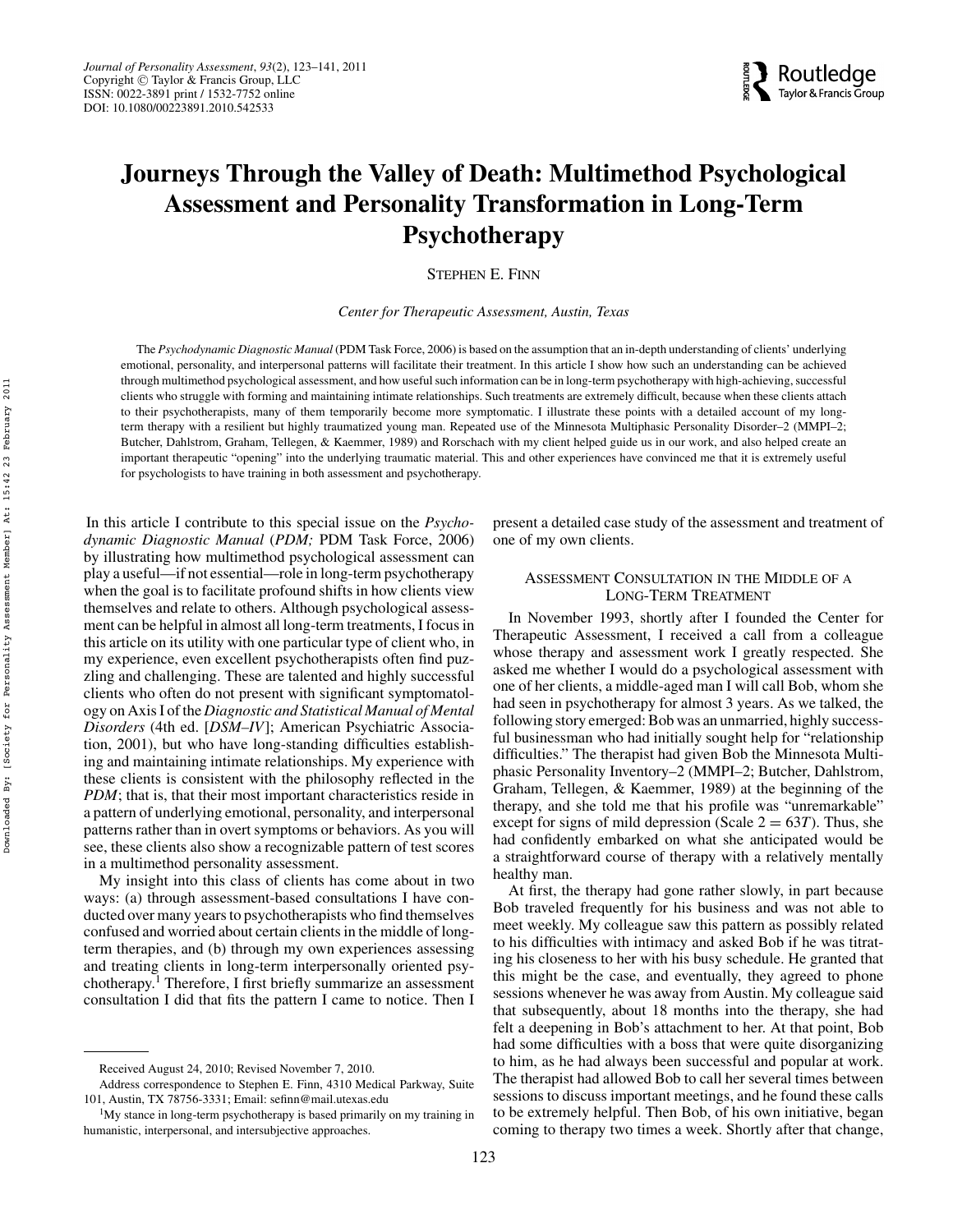# Journeys Through the Valley of Death: Multimethod Psychological Assessment and Personality Transformation in Long-Term Psychotherapy

STEPHEN E. FINN

*Center for Therapeutic Assessment, Austin, Texas*

The *Psychodynamic Diagnostic Manual* (PDM Task Force, 2006) is based on the assumption that an in-depth understanding of clients' underlying emotional, personality, and interpersonal patterns will facilitate their treatment. In this article I show how such an understanding can be achieved through multimethod psychological assessment, and how useful such information can be in long-term psychotherapy with high-achieving, successful clients who struggle with forming and maintaining intimate relationships. Such treatments are extremely difficult, because when these clients attach to their psychotherapists, many of them temporarily become more symptomatic. I illustrate these points with a detailed account of my long-term therapy with a resilient but highly traumatized young man. Repeated use of the Minnesota Multiphasic Personality Disorder–2 (MMPI–2; Butcher, Dahlstrom, Graham, Tellegen, & Kaemmer, 1989) and Rorschach with my client helped guide us in our work, and also helped create an important therapeutic "opening" into the underlying traumatic material. This and other experiences have convinced me that it is extremely useful for psychologists to have training in both assessment and psychotherapy.

In this article I contribute to this special issue on the *Psychodynamic Diagnostic Manual* (*PDM;* PDM Task Force, 2006) by illustrating how multimethod psychological assessment can play a useful—if not essential—role in long-term psychotherapy when the goal is to facilitate profound shifts in how clients view themselves and relate to others. Although psychological assessment can be helpful in almost all long-term treatments, I focus in this article on its utility with one particular type of client who, in my experience, even excellent psychotherapists often find puzzling and challenging. These are talented and highly successful clients who often do not present with significant symptomatology on Axis I of the *Diagnostic and Statistical Manual of Mental Disorders* (4th ed. [*DSM–IV*]; American Psychiatric Association, 2001), but who have long-standing difficulties establishing and maintaining intimate relationships. My experience with these clients is consistent with the philosophy reflected in the *PDM*; that is, that their most important characteristics reside in a pattern of underlying emotional, personality, and interpersonal patterns rather than in overt symptoms or behaviors. As you will see, these clients also show a recognizable pattern of test scores in a multimethod personality assessment.

My insight into this class of clients has come about in two ways: (a) through assessment-based consultations I have conducted over many years to psychotherapists who find themselves confused and worried about certain clients in the middle of long-term therapies, and (b) through my own experiences assessing and treating clients in long-term interpersonally oriented psychotherapy.[1] Therefore, I first briefly summarize an assessment consultation I did that fits the pattern I came to notice. Then I present a detailed case study of the assessment and treatment of one of my own clients.

## Assessment Consultation in the Middle of a Long-Term Treatment

In November 1993, shortly after I founded the Center for Therapeutic Assessment, I received a call from a colleague whose therapy and assessment work I greatly respected. She asked me whether I would do a psychological assessment with one of her clients, a middle-aged man I will call Bob, whom she had seen in psychotherapy for almost 3 years. As we talked, the following story emerged: Bob was an unmarried, highly successful businessman who had initially sought help for "relationship difficulties." The therapist had given Bob the Minnesota Multiphasic Personality Inventory–2 (MMPI–2; Butcher, Dahlstrom, Graham, Tellegen, & Kaemmer, 1989) at the beginning of the therapy, and she told me that his profile was "unremarkable" except for signs of mild depression (Scale 2 = 63*T*). Thus, she had confidently embarked on what she anticipated would be a straightforward course of therapy with a relatively mentally healthy man.

At first, the therapy had gone rather slowly, in part because Bob traveled frequently for his business and was not able to meet weekly. My colleague saw this pattern as possibly related to his difficulties with intimacy and asked Bob if he was titrating his closeness to her with his busy schedule. He granted that this might be the case, and eventually, they agreed to phone sessions whenever he was away from Austin. My colleague said that subsequently, about 18 months into the therapy, she had felt a deepening in Bob's attachment to her. At that point, Bob had some difficulties with a boss that were quite disorganizing to him, as he had always been successful and popular at work. The therapist had allowed Bob to call her several times between sessions to discuss important meetings, and he found these calls to be extremely helpful. Then Bob, of his own initiative, began coming to therapy two times a week. Shortly after that change,

---

Received August 24, 2010; Revised November 7, 2010.

Address correspondence to Stephen E. Finn, 4310 Medical Parkway, Suite 101, Austin, TX 78756-3331; Email: sefinn@mail.utexas.edu

[1]My stance in long-term psychotherapy is based primarily on my training in humanistic, interpersonal, and intersubjective approaches.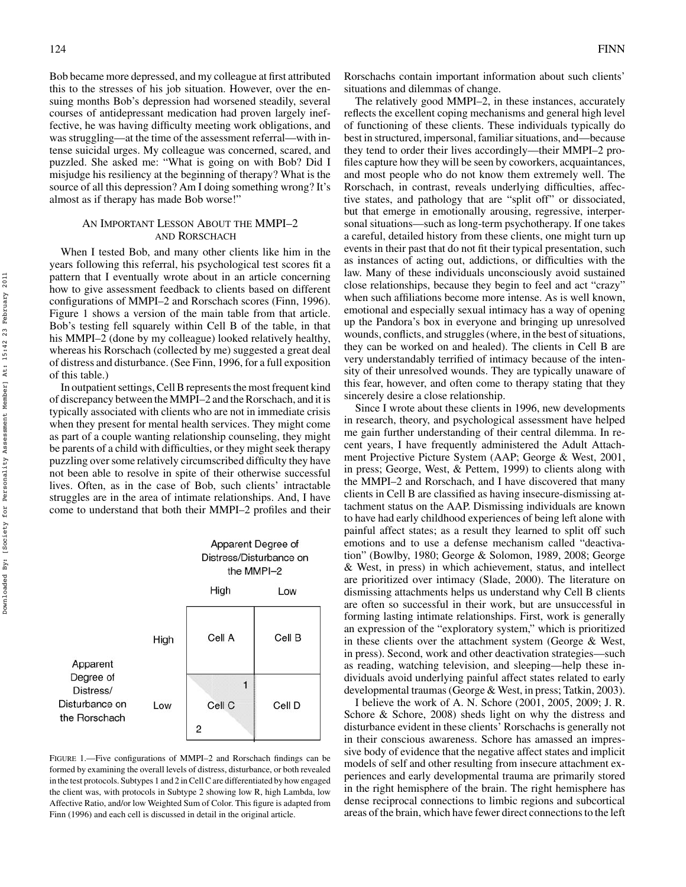Bob became more depressed, and my colleague at first attributed this to the stresses of his job situation. However, over the ensuing months Bob's depression had worsened steadily, several courses of antidepressant medication had proven largely ineffective, he was having difficulty meeting work obligations, and was struggling—at the time of the assessment referral—with intense suicidal urges. My colleague was concerned, scared, and puzzled. She asked me: "What is going on with Bob? Did I misjudge his resiliency at the beginning of therapy? What is the source of all this depression? Am I doing something wrong? It's almost as if therapy has made Bob worse!"

## An Important Lesson About the MMPI–2 and Rorschach

When I tested Bob, and many other clients like him in the years following this referral, his psychological test scores fit a pattern that I eventually wrote about in an article concerning how to give assessment feedback to clients based on different configurations of MMPI–2 and Rorschach scores (Finn, 1996). Figure 1 shows a version of the main table from that article. Bob's testing fell squarely within Cell B of the table, in that his MMPI–2 (done by my colleague) looked relatively healthy, whereas his Rorschach (collected by me) suggested a great deal of distress and disturbance. (See Finn, 1996, for a full exposition of this table.)

In outpatient settings, Cell B represents the most frequent kind of discrepancy between the MMPI–2 and the Rorschach, and it is typically associated with clients who are not in immediate crisis when they present for mental health services. They might come as part of a couple wanting relationship counseling, they might be parents of a child with difficulties, or they might seek therapy puzzling over some relatively circumscribed difficulty they have not been able to resolve in spite of their otherwise successful lives. Often, as in the case of Bob, such clients' intractable struggles are in the area of intimate relationships. And, I have come to understand that both their MMPI–2 profiles and their

| | | Apparent Degree of Distress/Disturbance on the MMPI–2 | |
|---|---|---|---|
| | | High | Low |
| Apparent Degree of Distress/Disturbance on the Rorschach | High | Cell A | Cell B |
| | Low | Cell C (1, 2) | Cell D |

Figure 1.—Five configurations of MMPI–2 and Rorschach findings can be formed by examining the overall levels of distress, disturbance, or both revealed in the test protocols. Subtypes 1 and 2 in Cell C are differentiated by how engaged the client was, with protocols in Subtype 2 showing low R, high Lambda, low Affective Ratio, and/or low Weighted Sum of Color. This figure is adapted from Finn (1996) and each cell is discussed in detail in the original article.

Rorschachs contain important information about such clients' situations and dilemmas of change.

The relatively good MMPI–2, in these instances, accurately reflects the excellent coping mechanisms and general high level of functioning of these clients. These individuals typically do best in structured, impersonal, familiar situations, and—because they tend to order their lives accordingly—their MMPI–2 profiles capture how they will be seen by coworkers, acquaintances, and most people who do not know them extremely well. The Rorschach, in contrast, reveals underlying difficulties, affective states, and pathology that are "split off" or dissociated, but that emerge in emotionally arousing, regressive, interpersonal situations—such as long-term psychotherapy. If one takes a careful, detailed history from these clients, one might turn up events in their past that do not fit their typical presentation, such as instances of acting out, addictions, or difficulties with the law. Many of these individuals unconsciously avoid sustained close relationships, because they begin to feel and act "crazy" when such affiliations become more intense. As is well known, emotional and especially sexual intimacy has a way of opening up the Pandora's box in everyone and bringing up unresolved wounds, conflicts, and struggles (where, in the best of situations, they can be worked on and healed). The clients in Cell B are very understandably terrified of intimacy because of the intensity of their unresolved wounds. They are typically unaware of this fear, however, and often come to therapy stating that they sincerely desire a close relationship.

Since I wrote about these clients in 1996, new developments in research, theory, and psychological assessment have helped me gain further understanding of their central dilemma. In recent years, I have frequently administered the Adult Attachment Projective Picture System (AAP; George & West, 2001, in press; George, West, & Pettem, 1999) to clients along with the MMPI–2 and Rorschach, and I have discovered that many clients in Cell B are classified as having insecure-dismissing attachment status on the AAP. Dismissing individuals are known to have had early childhood experiences of being left alone with painful affect states; as a result they learned to split off such emotions and to use a defense mechanism called "deactivation" (Bowlby, 1980; George & Solomon, 1989, 2008; George & West, in press) in which achievement, status, and intellect are prioritized over intimacy (Slade, 2000). The literature on dismissing attachments helps us understand why Cell B clients are often so successful in their work, but are unsuccessful in forming lasting intimate relationships. First, work is generally an expression of the "exploratory system," which is prioritized in these clients over the attachment system (George & West, in press). Second, work and other deactivation strategies—such as reading, watching television, and sleeping—help these individuals avoid underlying painful affect states related to early developmental traumas (George & West, in press; Tatkin, 2003).

I believe the work of A. N. Schore (2001, 2005, 2009; J. R. Schore & Schore, 2008) sheds light on why the distress and disturbance evident in these clients' Rorschachs is generally not in their conscious awareness. Schore has amassed an impressive body of evidence that the negative affect states and implicit models of self and other resulting from insecure attachment experiences and early developmental trauma are primarily stored in the right hemisphere of the brain. The right hemisphere has dense reciprocal connections to limbic regions and subcortical areas of the brain, which have fewer direct connections to the left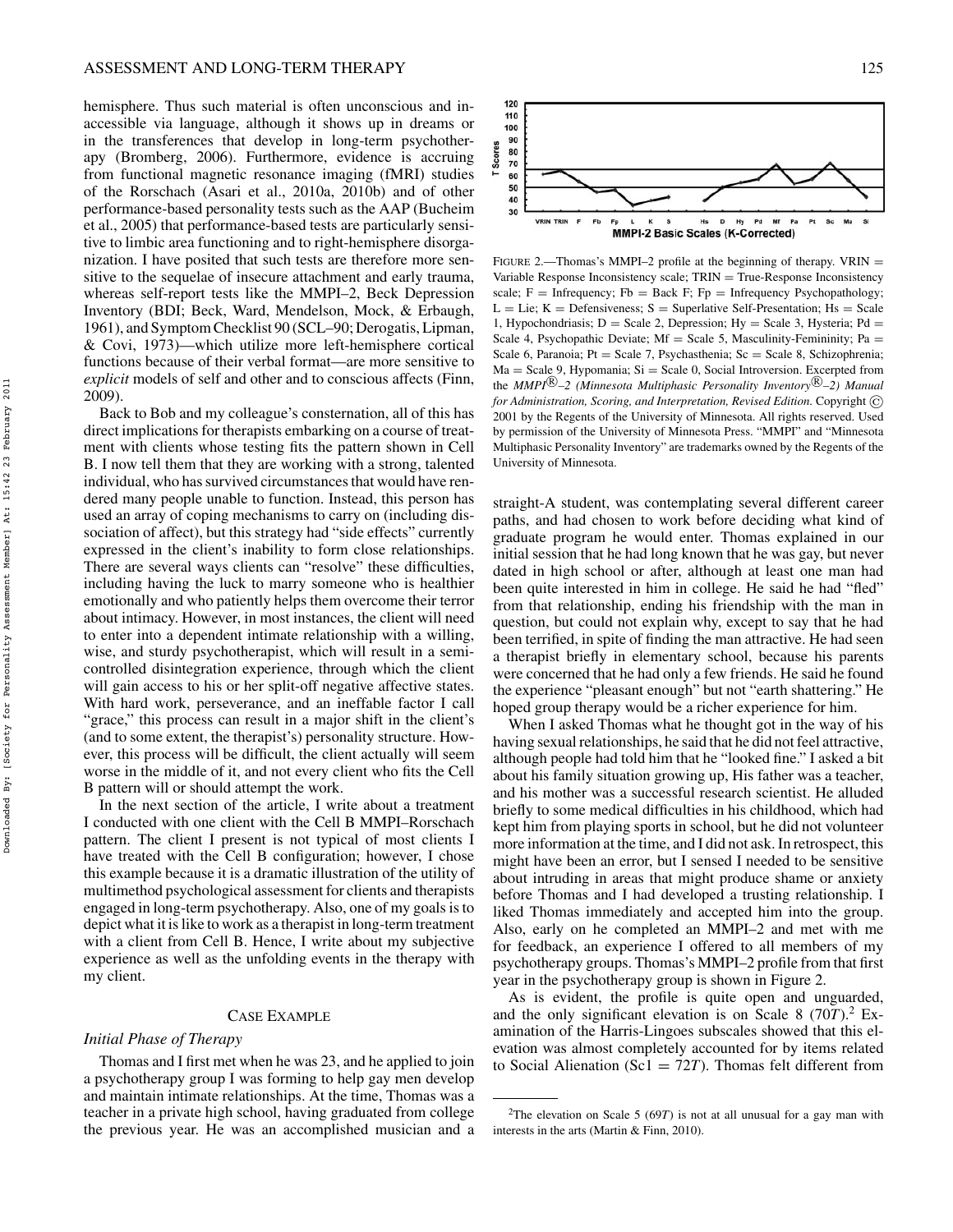hemisphere. Thus such material is often unconscious and inaccessible via language, although it shows up in dreams or in the transferences that develop in long-term psychotherapy (Bromberg, 2006). Furthermore, evidence is accruing from functional magnetic resonance imaging (fMRI) studies of the Rorschach (Asari et al., 2010a, 2010b) and of other performance-based personality tests such as the AAP (Bucheim et al., 2005) that performance-based tests are particularly sensitive to limbic area functioning and to right-hemisphere disorganization. I have posited that such tests are therefore more sensitive to the sequelae of insecure attachment and early trauma, whereas self-report tests like the MMPI–2, Beck Depression Inventory (BDI; Beck, Ward, Mendelson, Mock, & Erbaugh, 1961), and Symptom Checklist 90 (SCL–90; Derogatis, Lipman, & Covi, 1973)—which utilize more left-hemisphere cortical functions because of their verbal format—are more sensitive to *explicit* models of self and other and to conscious affects (Finn, 2009).

Back to Bob and my colleague's consternation, all of this has direct implications for therapists embarking on a course of treatment with clients whose testing fits the pattern shown in Cell B. I now tell them that they are working with a strong, talented individual, who has survived circumstances that would have rendered many people unable to function. Instead, this person has used an array of coping mechanisms to carry on (including dissociation of affect), but this strategy had "side effects" currently expressed in the client's inability to form close relationships. There are several ways clients can "resolve" these difficulties, including having the luck to marry someone who is healthier emotionally and who patiently helps them overcome their terror about intimacy. However, in most instances, the client will need to enter into a dependent intimate relationship with a willing, wise, and sturdy psychotherapist, which will result in a semi-controlled disintegration experience, through which the client will gain access to his or her split-off negative affective states. With hard work, perseverance, and an ineffable factor I call "grace," this process can result in a major shift in the client's (and to some extent, the therapist's) personality structure. However, this process will be difficult, the client actually will seem worse in the middle of it, and not every client who fits the Cell B pattern will or should attempt the work.

In the next section of the article, I write about a treatment I conducted with one client with the Cell B MMPI–Rorschach pattern. The client I present is not typical of most clients I have treated with the Cell B configuration; however, I chose this example because it is a dramatic illustration of the utility of multimethod psychological assessment for clients and therapists engaged in long-term psychotherapy. Also, one of my goals is to depict what it is like to work as a therapist in long-term treatment with a client from Cell B. Hence, I write about my subjective experience as well as the unfolding events in the therapy with my client.

## CASE EXAMPLE

### *Initial Phase of Therapy*

Thomas and I first met when he was 23, and he applied to join a psychotherapy group I was forming to help gay men develop and maintain intimate relationships. At the time, Thomas was a teacher in a private high school, having graduated from college the previous year. He was an accomplished musician and a straight-A student, was contemplating several different career paths, and had chosen to work before deciding what kind of graduate program he would enter. Thomas explained in our initial session that he had long known that he was gay, but never dated in high school or after, although at least one man had been quite interested in him in college. He said he had "fled" from that relationship, ending his friendship with the man in question, but could not explain why, except to say that he had been terrified, in spite of finding the man attractive. He had seen a therapist briefly in elementary school, because his parents were concerned that he had only a few friends. He said he found the experience "pleasant enough" but not "earth shattering." He hoped group therapy would be a richer experience for him.

120
110
100
90
80
70
60
50
40
30

T Scores

VRIN TRIN F Fb Fp L K S Hs D Hy Pd Mf Pa Pt Sc Ma Si

MMPI-2 Basic Scales (K-Corrected)

FIGURE 2.—Thomas's MMPI–2 profile at the beginning of therapy. VRIN = Variable Response Inconsistency scale; TRIN = True-Response Inconsistency scale; F = Infrequency; Fb = Back F; Fp = Infrequency Psychopathology; L = Lie; K = Defensiveness; S = Superlative Self-Presentation; Hs = Scale 1, Hypochondriasis; D = Scale 2, Depression; Hy = Scale 3, Hysteria; Pd = Scale 4, Psychopathic Deviate; Mf = Scale 5, Masculinity-Femininity; Pa = Scale 6, Paranoia; Pt = Scale 7, Psychasthenia; Sc = Scale 8, Schizophrenia; Ma = Scale 9, Hypomania; Si = Scale 0, Social Introversion. Excerpted from the *MMPI®–2 (Minnesota Multiphasic Personality Inventory®–2) Manual for Administration, Scoring, and Interpretation, Revised Edition.* Copyright © 2001 by the Regents of the University of Minnesota. All rights reserved. Used by permission of the University of Minnesota Press. "MMPI" and "Minnesota Multiphasic Personality Inventory" are trademarks owned by the Regents of the University of Minnesota.

When I asked Thomas what he thought got in the way of his having sexual relationships, he said that he did not feel attractive, although people had told him that he "looked fine." I asked a bit about his family situation growing up, His father was a teacher, and his mother was a successful research scientist. He alluded briefly to some medical difficulties in his childhood, which had kept him from playing sports in school, but he did not volunteer more information at the time, and I did not ask. In retrospect, this might have been an error, but I sensed I needed to be sensitive about intruding in areas that might produce shame or anxiety before Thomas and I had developed a trusting relationship. I liked Thomas immediately and accepted him into the group. Also, early on he completed an MMPI–2 and met with me for feedback, an experience I offered to all members of my psychotherapy groups. Thomas's MMPI–2 profile from that first year in the psychotherapy group is shown in Figure 2.

As is evident, the profile is quite open and unguarded, and the only significant elevation is on Scale 8 (70*T*).[2] Examination of the Harris-Lingoes subscales showed that this elevation was almost completely accounted for by items related to Social Alienation (Sc1 = 72*T*). Thomas felt different from

[2]The elevation on Scale 5 (69*T*) is not at all unusual for a gay man with interests in the arts (Martin & Finn, 2010).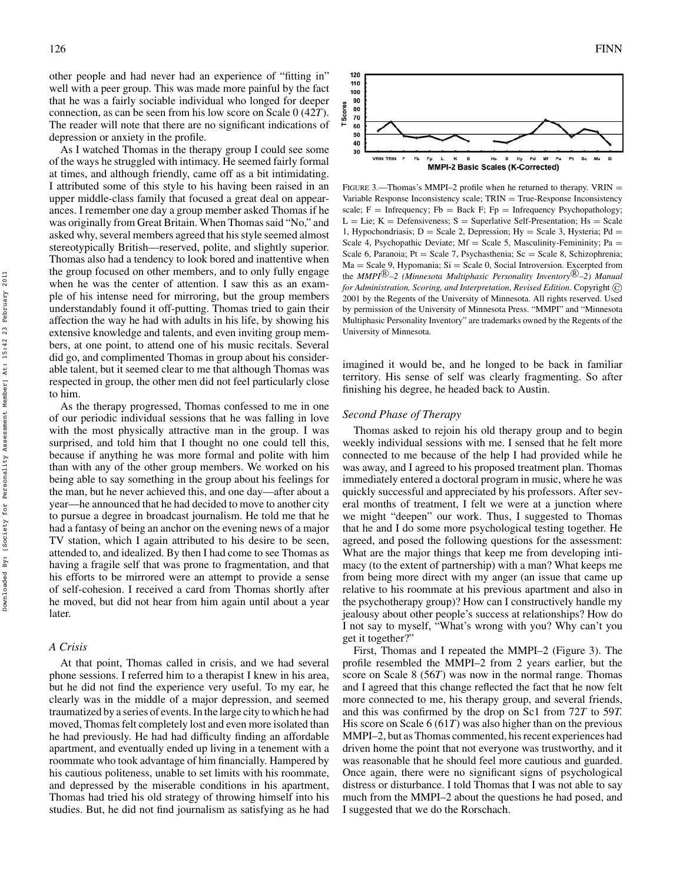other people and had never had an experience of "fitting in" well with a peer group. This was made more painful by the fact that he was a fairly sociable individual who longed for deeper connection, as can be seen from his low score on Scale 0 (42*T*). The reader will note that there are no significant indications of depression or anxiety in the profile.

As I watched Thomas in the therapy group I could see some of the ways he struggled with intimacy. He seemed fairly formal at times, and although friendly, came off as a bit intimidating. I attributed some of this style to his having been raised in an upper middle-class family that focused a great deal on appearances. I remember one day a group member asked Thomas if he was originally from Great Britain. When Thomas said "No," and asked why, several members agreed that his style seemed almost stereotypically British—reserved, polite, and slightly superior. Thomas also had a tendency to look bored and inattentive when the group focused on other members, and to only fully engage when he was the center of attention. I saw this as an example of his intense need for mirroring, but the group members understandably found it off-putting. Thomas tried to gain their affection the way he had with adults in his life, by showing his extensive knowledge and talents, and even inviting group members, at one point, to attend one of his music recitals. Several did go, and complimented Thomas in group about his considerable talent, but it seemed clear to me that although Thomas was respected in group, the other men did not feel particularly close to him.

As the therapy progressed, Thomas confessed to me in one of our periodic individual sessions that he was falling in love with the most physically attractive man in the group. I was surprised, and told him that I thought no one could tell this, because if anything he was more formal and polite with him than with any of the other group members. We worked on his being able to say something in the group about his feelings for the man, but he never achieved this, and one day—after about a year—he announced that he had decided to move to another city to pursue a degree in broadcast journalism. He told me that he had a fantasy of being an anchor on the evening news of a major TV station, which I again attributed to his desire to be seen, attended to, and idealized. By then I had come to see Thomas as having a fragile self that was prone to fragmentation, and that his efforts to be mirrored were an attempt to provide a sense of self-cohesion. I received a card from Thomas shortly after he moved, but did not hear from him again until about a year later.

### *A Crisis*

At that point, Thomas called in crisis, and we had several phone sessions. I referred him to a therapist I knew in his area, but he did not find the experience very useful. To my ear, he clearly was in the middle of a major depression, and seemed traumatized by a series of events. In the large city to which he had moved, Thomas felt completely lost and even more isolated than he had previously. He had had difficulty finding an affordable apartment, and eventually ended up living in a tenement with a roommate who took advantage of him financially. Hampered by his cautious politeness, unable to set limits with his roommate, and depressed by the miserable conditions in his apartment, Thomas had tried his old strategy of throwing himself into his studies. But, he did not find journalism as satisfying as he had imagined it would be, and he longed to be back in familiar territory. His sense of self was clearly fragmenting. So after finishing his degree, he headed back to Austin.

120
110
100
90
80
70
60
50
40
30

T Scores

VRIN TRIN F Fb Fp L K S Hs D Hy Pd Mf Pa Pt Sc Ma Si

MMPI-2 Basic Scales (K-Corrected)

FIGURE 3.—Thomas's MMPI–2 profile when he returned to therapy. VRIN = Variable Response Inconsistency scale; TRIN = True-Response Inconsistency scale; F = Infrequency; Fb = Back F; Fp = Infrequency Psychopathology; L = Lie; K = Defensiveness; S = Superlative Self-Presentation; Hs = Scale 1, Hypochondriasis; D = Scale 2, Depression; Hy = Scale 3, Hysteria; Pd = Scale 4, Psychopathic Deviate; Mf = Scale 5, Masculinity-Femininity; Pa = Scale 6, Paranoia; Pt = Scale 7, Psychasthenia; Sc = Scale 8, Schizophrenia; Ma = Scale 9, Hypomania; Si = Scale 0, Social Introversion. Excerpted from the *MMPI®–2 (Minnesota Multiphasic Personality Inventory®–2) Manual for Administration, Scoring, and Interpretation, Revised Edition.* Copyright © 2001 by the Regents of the University of Minnesota. All rights reserved. Used by permission of the University of Minnesota Press. "MMPI" and "Minnesota Multiphasic Personality Inventory" are trademarks owned by the Regents of the University of Minnesota.

### *Second Phase of Therapy*

Thomas asked to rejoin his old therapy group and to begin weekly individual sessions with me. I sensed that he felt more connected to me because of the help I had provided while he was away, and I agreed to his proposed treatment plan. Thomas immediately entered a doctoral program in music, where he was quickly successful and appreciated by his professors. After several months of treatment, I felt we were at a junction where we might "deepen" our work. Thus, I suggested to Thomas that he and I do some more psychological testing together. He agreed, and posed the following questions for the assessment: What are the major things that keep me from developing intimacy (to the extent of partnership) with a man? What keeps me from being more direct with my anger (an issue that came up relative to his roommate at his previous apartment and also in the psychotherapy group)? How can I constructively handle my jealousy about other people's success at relationships? How do I not say to myself, "What's wrong with you? Why can't you get it together?"

First, Thomas and I repeated the MMPI–2 (Figure 3). The profile resembled the MMPI–2 from 2 years earlier, but the score on Scale 8 (56*T*) was now in the normal range. Thomas and I agreed that this change reflected the fact that he now felt more connected to me, his therapy group, and several friends, and this was confirmed by the drop on Sc1 from 72*T* to 59*T*. His score on Scale 6 (61*T*) was also higher than on the previous MMPI–2, but as Thomas commented, his recent experiences had driven home the point that not everyone was trustworthy, and it was reasonable that he should feel more cautious and guarded. Once again, there were no significant signs of psychological distress or disturbance. I told Thomas that I was not able to say much from the MMPI–2 about the questions he had posed, and I suggested that we do the Rorschach.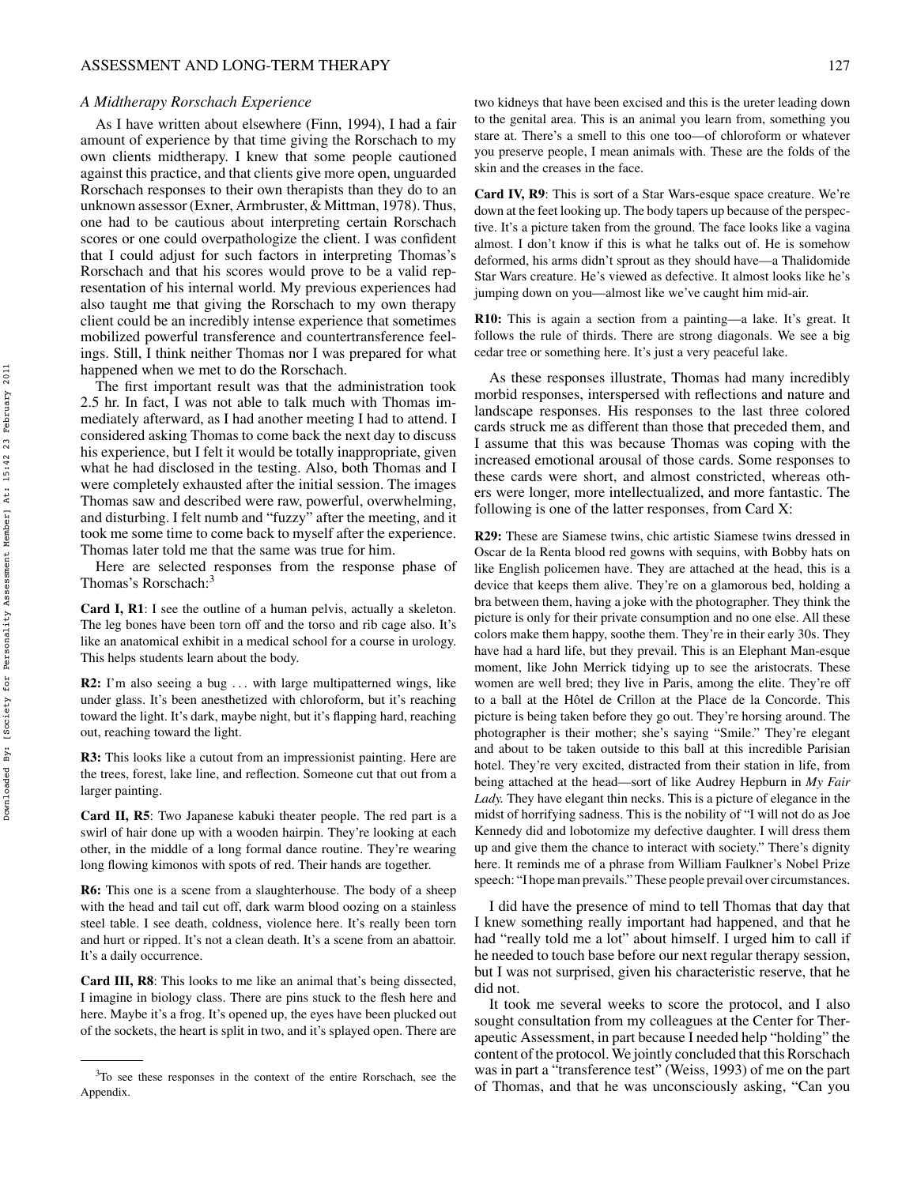### *A Midtherapy Rorschach Experience*

As I have written about elsewhere (Finn, 1994), I had a fair amount of experience by that time giving the Rorschach to my own clients midtherapy. I knew that some people cautioned against this practice, and that clients give more open, unguarded Rorschach responses to their own therapists than they do to an unknown assessor (Exner, Armbruster, & Mittman, 1978). Thus, one had to be cautious about interpreting certain Rorschach scores or one could overpathologize the client. I was confident that I could adjust for such factors in interpreting Thomas's Rorschach and that his scores would prove to be a valid representation of his internal world. My previous experiences had also taught me that giving the Rorschach to my own therapy client could be an incredibly intense experience that sometimes mobilized powerful transference and countertransference feelings. Still, I think neither Thomas nor I was prepared for what happened when we met to do the Rorschach.

The first important result was that the administration took 2.5 hr. In fact, I was not able to talk much with Thomas immediately afterward, as I had another meeting I had to attend. I considered asking Thomas to come back the next day to discuss his experience, but I felt it would be totally inappropriate, given what he had disclosed in the testing. Also, both Thomas and I were completely exhausted after the initial session. The images Thomas saw and described were raw, powerful, overwhelming, and disturbing. I felt numb and "fuzzy" after the meeting, and it took me some time to come back to myself after the experience. Thomas later told me that the same was true for him.

Here are selected responses from the response phase of Thomas's Rorschach:[3]

**Card I, R1**: I see the outline of a human pelvis, actually a skeleton. The leg bones have been torn off and the torso and rib cage also. It's like an anatomical exhibit in a medical school for a course in urology. This helps students learn about the body.

**R2:** I'm also seeing a bug . . . with large multipatterned wings, like under glass. It's been anesthetized with chloroform, but it's reaching toward the light. It's dark, maybe night, but it's flapping hard, reaching out, reaching toward the light.

**R3:** This looks like a cutout from an impressionist painting. Here are the trees, forest, lake line, and reflection. Someone cut that out from a larger painting.

**Card II, R5**: Two Japanese kabuki theater people. The red part is a swirl of hair done up with a wooden hairpin. They're looking at each other, in the middle of a long formal dance routine. They're wearing long flowing kimonos with spots of red. Their hands are together.

**R6:** This one is a scene from a slaughterhouse. The body of a sheep with the head and tail cut off, dark warm blood oozing on a stainless steel table. I see death, coldness, violence here. It's really been torn and hurt or ripped. It's not a clean death. It's a scene from an abattoir. It's a daily occurrence.

**Card III, R8**: This looks to me like an animal that's being dissected, I imagine in biology class. There are pins stuck to the flesh here and here. Maybe it's a frog. It's opened up, the eyes have been plucked out of the sockets, the heart is split in two, and it's splayed open. There are two kidneys that have been excised and this is the ureter leading down to the genital area. This is an animal you learn from, something you stare at. There's a smell to this one too—of chloroform or whatever you preserve people, I mean animals with. These are the folds of the skin and the creases in the face.

**Card IV, R9**: This is sort of a Star Wars-esque space creature. We're down at the feet looking up. The body tapers up because of the perspective. It's a picture taken from the ground. The face looks like a vagina almost. I don't know if this is what he talks out of. He is somehow deformed, his arms didn't sprout as they should have—a Thalidomide Star Wars creature. He's viewed as defective. It almost looks like he's jumping down on you—almost like we've caught him mid-air.

**R10:** This is again a section from a painting—a lake. It's great. It follows the rule of thirds. There are strong diagonals. We see a big cedar tree or something here. It's just a very peaceful lake.

As these responses illustrate, Thomas had many incredibly morbid responses, interspersed with reflections and nature and landscape responses. His responses to the last three colored cards struck me as different than those that preceded them, and I assume that this was because Thomas was coping with the increased emotional arousal of those cards. Some responses to these cards were short, and almost constricted, whereas others were longer, more intellectualized, and more fantastic. The following is one of the latter responses, from Card X:

**R29:** These are Siamese twins, chic artistic Siamese twins dressed in Oscar de la Renta blood red gowns with sequins, with Bobby hats on like English policemen have. They are attached at the head, this is a device that keeps them alive. They're on a glamorous bed, holding a bra between them, having a joke with the photographer. They think the picture is only for their private consumption and no one else. All these colors make them happy, soothe them. They're in their early 30s. They have had a hard life, but they prevail. This is an Elephant Man-esque moment, like John Merrick tidying up to see the aristocrats. These women are well bred; they live in Paris, among the elite. They're off to a ball at the Hôtel de Crillon at the Place de la Concorde. This picture is being taken before they go out. They're horsing around. The photographer is their mother; she's saying "Smile." They're elegant and about to be taken outside to this ball at this incredible Parisian hotel. They're very excited, distracted from their station in life, from being attached at the head—sort of like Audrey Hepburn in *My Fair Lady.* They have elegant thin necks. This is a picture of elegance in the midst of horrifying sadness. This is the nobility of "I will not do as Joe Kennedy did and lobotomize my defective daughter. I will dress them up and give them the chance to interact with society." There's dignity here. It reminds me of a phrase from William Faulkner's Nobel Prize speech: "I hope man prevails." These people prevail over circumstances.

I did have the presence of mind to tell Thomas that day that I knew something really important had happened, and that he had "really told me a lot" about himself. I urged him to call if he needed to touch base before our next regular therapy session, but I was not surprised, given his characteristic reserve, that he did not.

It took me several weeks to score the protocol, and I also sought consultation from my colleagues at the Center for Therapeutic Assessment, in part because I needed help "holding" the content of the protocol. We jointly concluded that this Rorschach was in part a "transference test" (Weiss, 1993) of me on the part of Thomas, and that he was unconsciously asking, "Can you

[3]To see these responses in the context of the entire Rorschach, see the Appendix.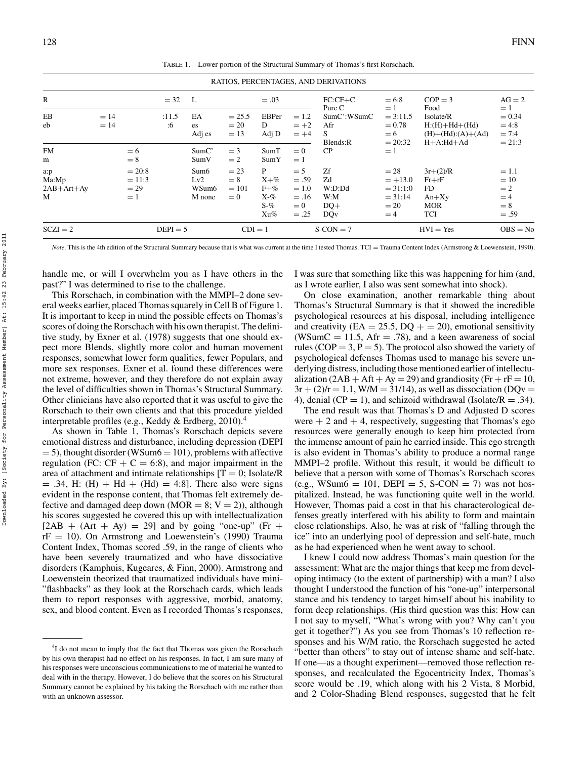TABLE 1.—Lower portion of the Structural Summary of Thomas's first Rorschach.

| RATIOS, PERCENTAGES, AND DERIVATIONS | | | | | | | | | | | |
|---|---|---|---|---|---|---|---|---|---|---|---|
| R | | = 32 | L | | = .03 | | FC:CF+C | = 6:8 | COP = 3 | AG = 2 |
| | | | | | | | Pure C | = 1 | Food | = 1 |
| EB | = 14 | :11.5 | EA | = 25.5 | EBPer | = 1.2 | SumC':WSumC | = 3:11.5 | Isolate/R | = 0.34 |
| eb | = 14 | :6 | es | = 20 | D | = +2 | Afr | = 0.78 | H:(H)+Hd+(Hd) | = 4:8 |
| | | | Adj es | = 13 | Adj D | = +4 | S | = 6 | (H)+(Hd):(A)+(Ad) | = 7:4 |
| | | | | | | | Blends:R | = 20:32 | H+A:Hd+Ad | = 21:3 |
| FM | = 6 | | SumC' | = 3 | SumT | = 0 | CP | = 1 | | |
| m | = 8 | | SumV | = 2 | SumY | = 1 | | | | |
| a:p | = 20:8 | | Sum6 | = 23 | P | = 5 | Zf | = 28 | 3r+(2)/R | = 1.1 |
| Ma:Mp | = 11:3 | | Lv2 | = 8 | X+% | = .59 | Zd | = +13.0 | Fr+rF | = 10 |
| 2AB+Art+Ay | = 29 | | WSum6 | = 101 | F+% | = 1.0 | W:D:Dd | = 31:1:0 | FD | = 2 |
| M | = 1 | | M none | = 0 | X-% | = .16 | W:M | = 31:14 | An+Xy | = 4 |
| | | | | | S-% | = 0 | DQ+ | = 20 | MOR | = 8 |
| | | | | | Xu% | = .25 | DQv | = 4 | TCI | = .59 |
| SCZI = 2 | | DEPI = 5 | | CDI = 1 | | | S-CON = 7 | | HVI = Yes | OBS = No |

*Note*. This is the 4th edition of the Structural Summary because that is what was current at the time I tested Thomas. TCI = Trauma Content Index (Armstrong & Loewenstein, 1990).

handle me, or will I overwhelm you as I have others in the past?" I was determined to rise to the challenge.

This Rorschach, in combination with the MMPI–2 done several weeks earlier, placed Thomas squarely in Cell B of Figure 1. It is important to keep in mind the possible effects on Thomas's scores of doing the Rorschach with his own therapist. The definitive study, by Exner et al. (1978) suggests that one should expect more Blends, slightly more color and human movement responses, somewhat lower form qualities, fewer Populars, and more sex responses. Exner et al. found these differences were not extreme, however, and they therefore do not explain away the level of difficulties shown in Thomas's Structural Summary. Other clinicians have also reported that it was useful to give the Rorschach to their own clients and that this procedure yielded interpretable profiles (e.g., Keddy & Erdberg, 2010).[4]

As shown in Table 1, Thomas's Rorschach depicts severe emotional distress and disturbance, including depression (DEPI = 5), thought disorder (WSum6 = 101), problems with affective regulation (FC: CF + C = 6:8), and major impairment in the area of attachment and intimate relationships [T = 0; Isolate/R = .34, H: (H) + Hd + (Hd) = 4:8]. There also were signs evident in the response content, that Thomas felt extremely defective and damaged deep down (MOR = 8; V = 2)), although his scores suggested he covered this up with intellectualization [2AB + (Art + Ay) = 29] and by going "one-up" (Fr + rF = 10). On Armstrong and Loewenstein's (1990) Trauma Content Index, Thomas scored .59, in the range of clients who have been severely traumatized and who have dissociative disorders (Kamphuis, Kugeares, & Finn, 2000). Armstrong and Loewenstein theorized that traumatized individuals have mini-"flashbacks" as they look at the Rorschach cards, which leads them to report responses with aggressive, morbid, anatomy, sex, and blood content. Even as I recorded Thomas's responses, I was sure that something like this was happening for him (and, as I wrote earlier, I also was sent somewhat into shock).

On close examination, another remarkable thing about Thomas's Structural Summary is that it showed the incredible psychological resources at his disposal, including intelligence and creativity (EA = 25.5, DQ + = 20), emotional sensitivity (WSumC = 11.5, Afr = .78), and a keen awareness of social rules (COP = 3, P = 5). The protocol also showed the variety of psychological defenses Thomas used to manage his severe underlying distress, including those mentioned earlier of intellectualization (2AB + Aft + Ay = 29) and grandiosity (Fr + rF = 10, 3r + (2)/r = 1.1, W/M = 31/14), as well as dissociation (DQv = 4), denial (CP = 1), and schizoid withdrawal (Isolate/R = .34).

The end result was that Thomas's D and Adjusted D scores were + 2 and + 4, respectively, suggesting that Thomas's ego resources were generally enough to keep him protected from the immense amount of pain he carried inside. This ego strength is also evident in Thomas's ability to produce a normal range MMPI–2 profile. Without this result, it would be difficult to believe that a person with some of Thomas's Rorschach scores (e.g., WSum6 = 101, DEPI = 5, S-CON = 7) was not hospitalized. Instead, he was functioning quite well in the world. However, Thomas paid a cost in that his characterological defenses greatly interfered with his ability to form and maintain close relationships. Also, he was at risk of "falling through the ice" into an underlying pool of depression and self-hate, much as he had experienced when he went away to school.

I knew I could now address Thomas's main question for the assessment: What are the major things that keep me from developing intimacy (to the extent of partnership) with a man? I also thought I understood the function of his "one-up" interpersonal stance and his tendency to target himself about his inability to form deep relationships. (His third question was this: How can I not say to myself, "What's wrong with you? Why can't you get it together?") As you see from Thomas's 10 reflection responses and his W/M ratio, the Rorschach suggested he acted "better than others" to stay out of intense shame and self-hate. If one—as a thought experiment—removed those reflection responses, and recalculated the Egocentricity Index, Thomas's score would be .19, which along with his 2 Vista, 8 Morbid, and 2 Color-Shading Blend responses, suggested that he felt

[4]I do not mean to imply that the fact that Thomas was given the Rorschach by his own therapist had no effect on his responses. In fact, I am sure many of his responses were unconscious communications to me of material he wanted to deal with in the therapy. However, I do believe that the scores on his Structural Summary cannot be explained by his taking the Rorschach with me rather than with an unknown assessor.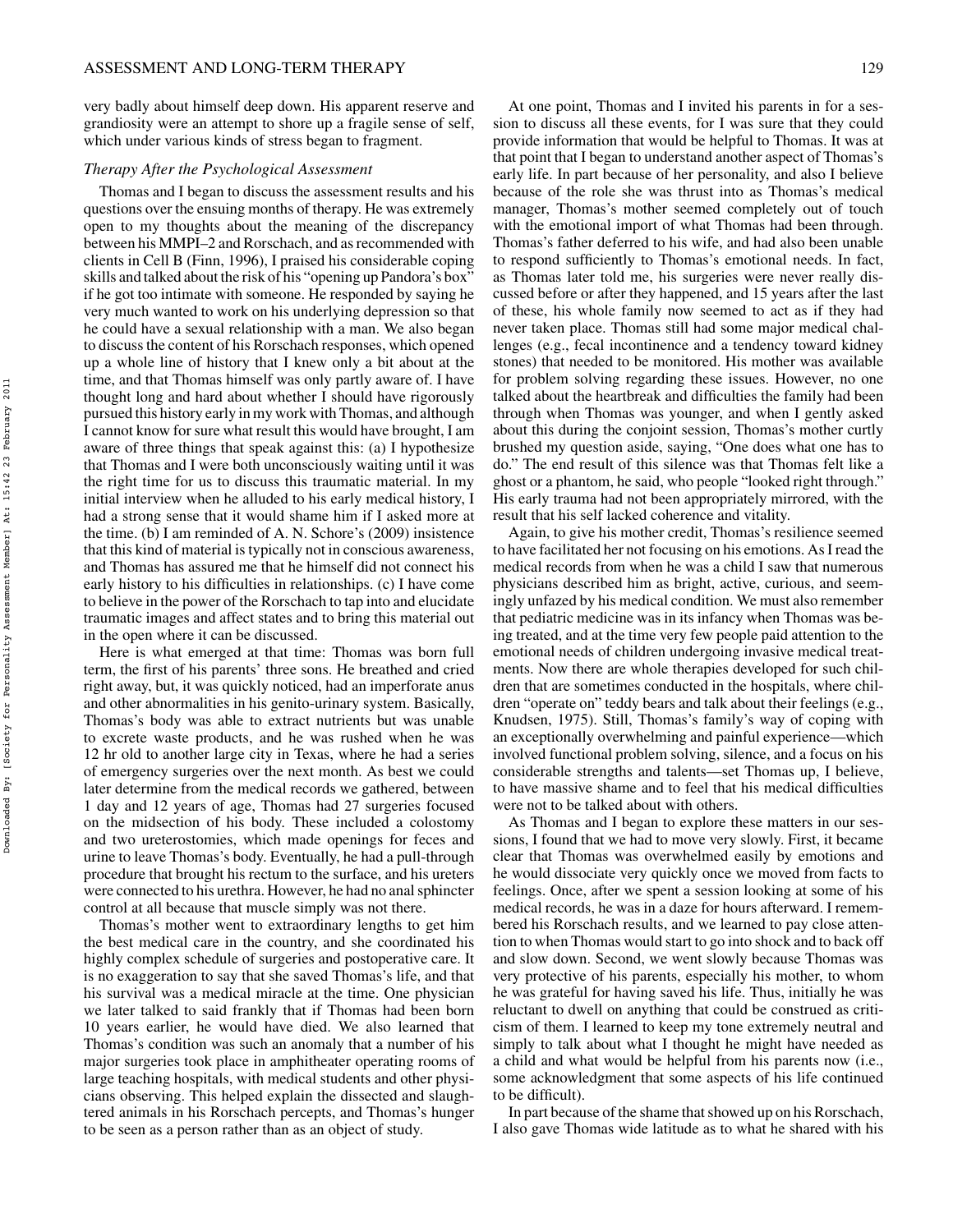very badly about himself deep down. His apparent reserve and grandiosity were an attempt to shore up a fragile sense of self, which under various kinds of stress began to fragment.

### *Therapy After the Psychological Assessment*

Thomas and I began to discuss the assessment results and his questions over the ensuing months of therapy. He was extremely open to my thoughts about the meaning of the discrepancy between his MMPI–2 and Rorschach, and as recommended with clients in Cell B (Finn, 1996), I praised his considerable coping skills and talked about the risk of his "opening up Pandora's box" if he got too intimate with someone. He responded by saying he very much wanted to work on his underlying depression so that he could have a sexual relationship with a man. We also began to discuss the content of his Rorschach responses, which opened up a whole line of history that I knew only a bit about at the time, and that Thomas himself was only partly aware of. I have thought long and hard about whether I should have rigorously pursued this history early in my work with Thomas, and although I cannot know for sure what result this would have brought, I am aware of three things that speak against this: (a) I hypothesize that Thomas and I were both unconsciously waiting until it was the right time for us to discuss this traumatic material. In my initial interview when he alluded to his early medical history, I had a strong sense that it would shame him if I asked more at the time. (b) I am reminded of A. N. Schore's (2009) insistence that this kind of material is typically not in conscious awareness, and Thomas has assured me that he himself did not connect his early history to his difficulties in relationships. (c) I have come to believe in the power of the Rorschach to tap into and elucidate traumatic images and affect states and to bring this material out in the open where it can be discussed.

Here is what emerged at that time: Thomas was born full term, the first of his parents' three sons. He breathed and cried right away, but, it was quickly noticed, had an imperforate anus and other abnormalities in his genito-urinary system. Basically, Thomas's body was able to extract nutrients but was unable to excrete waste products, and he was rushed when he was 12 hr old to another large city in Texas, where he had a series of emergency surgeries over the next month. As best we could later determine from the medical records we gathered, between 1 day and 12 years of age, Thomas had 27 surgeries focused on the midsection of his body. These included a colostomy and two ureterostomies, which made openings for feces and urine to leave Thomas's body. Eventually, he had a pull-through procedure that brought his rectum to the surface, and his ureters were connected to his urethra. However, he had no anal sphincter control at all because that muscle simply was not there.

Thomas's mother went to extraordinary lengths to get him the best medical care in the country, and she coordinated his highly complex schedule of surgeries and postoperative care. It is no exaggeration to say that she saved Thomas's life, and that his survival was a medical miracle at the time. One physician we later talked to said frankly that if Thomas had been born 10 years earlier, he would have died. We also learned that Thomas's condition was such an anomaly that a number of his major surgeries took place in amphitheater operating rooms of large teaching hospitals, with medical students and other physicians observing. This helped explain the dissected and slaughtered animals in his Rorschach percepts, and Thomas's hunger to be seen as a person rather than as an object of study.

At one point, Thomas and I invited his parents in for a session to discuss all these events, for I was sure that they could provide information that would be helpful to Thomas. It was at that point that I began to understand another aspect of Thomas's early life. In part because of her personality, and also I believe because of the role she was thrust into as Thomas's medical manager, Thomas's mother seemed completely out of touch with the emotional import of what Thomas had been through. Thomas's father deferred to his wife, and had also been unable to respond sufficiently to Thomas's emotional needs. In fact, as Thomas later told me, his surgeries were never really discussed before or after they happened, and 15 years after the last of these, his whole family now seemed to act as if they had never taken place. Thomas still had some major medical challenges (e.g., fecal incontinence and a tendency toward kidney stones) that needed to be monitored. His mother was available for problem solving regarding these issues. However, no one talked about the heartbreak and difficulties the family had been through when Thomas was younger, and when I gently asked about this during the conjoint session, Thomas's mother curtly brushed my question aside, saying, "One does what one has to do." The end result of this silence was that Thomas felt like a ghost or a phantom, he said, who people "looked right through." His early trauma had not been appropriately mirrored, with the result that his self lacked coherence and vitality.

Again, to give his mother credit, Thomas's resilience seemed to have facilitated her not focusing on his emotions. As I read the medical records from when he was a child I saw that numerous physicians described him as bright, active, curious, and seemingly unfazed by his medical condition. We must also remember that pediatric medicine was in its infancy when Thomas was being treated, and at the time very few people paid attention to the emotional needs of children undergoing invasive medical treatments. Now there are whole therapies developed for such children that are sometimes conducted in the hospitals, where children "operate on" teddy bears and talk about their feelings (e.g., Knudsen, 1975). Still, Thomas's family's way of coping with an exceptionally overwhelming and painful experience—which involved functional problem solving, silence, and a focus on his considerable strengths and talents—set Thomas up, I believe, to have massive shame and to feel that his medical difficulties were not to be talked about with others.

As Thomas and I began to explore these matters in our sessions, I found that we had to move very slowly. First, it became clear that Thomas was overwhelmed easily by emotions and he would dissociate very quickly once we moved from facts to feelings. Once, after we spent a session looking at some of his medical records, he was in a daze for hours afterward. I remembered his Rorschach results, and we learned to pay close attention to when Thomas would start to go into shock and to back off and slow down. Second, we went slowly because Thomas was very protective of his parents, especially his mother, to whom he was grateful for having saved his life. Thus, initially he was reluctant to dwell on anything that could be construed as criticism of them. I learned to keep my tone extremely neutral and simply to talk about what I thought he might have needed as a child and what would be helpful from his parents now (i.e., some acknowledgment that some aspects of his life continued to be difficult).

In part because of the shame that showed up on his Rorschach, I also gave Thomas wide latitude as to what he shared with his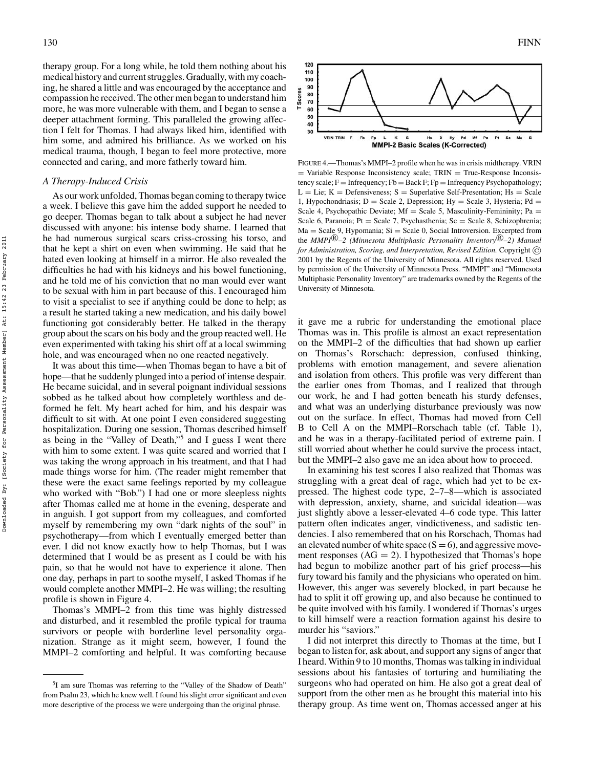therapy group. For a long while, he told them nothing about his medical history and current struggles. Gradually, with my coaching, he shared a little and was encouraged by the acceptance and compassion he received. The other men began to understand him more, he was more vulnerable with them, and I began to sense a deeper attachment forming. This paralleled the growing affection I felt for Thomas. I had always liked him, identified with him some, and admired his brilliance. As we worked on his medical trauma, though, I began to feel more protective, more connected and caring, and more fatherly toward him.

### *A Therapy-Induced Crisis*

As our work unfolded, Thomas began coming to therapy twice a week. I believe this gave him the added support he needed to go deeper. Thomas began to talk about a subject he had never discussed with anyone: his intense body shame. I learned that he had numerous surgical scars criss-crossing his torso, and that he kept a shirt on even when swimming. He said that he hated even looking at himself in a mirror. He also revealed the difficulties he had with his kidneys and his bowel functioning, and he told me of his conviction that no man would ever want to be sexual with him in part because of this. I encouraged him to visit a specialist to see if anything could be done to help; as a result he started taking a new medication, and his daily bowel functioning got considerably better. He talked in the therapy group about the scars on his body and the group reacted well. He even experimented with taking his shirt off at a local swimming hole, and was encouraged when no one reacted negatively.

It was about this time—when Thomas began to have a bit of hope—that he suddenly plunged into a period of intense despair. He became suicidal, and in several poignant individual sessions sobbed as he talked about how completely worthless and deformed he felt. My heart ached for him, and his despair was difficult to sit with. At one point I even considered suggesting hospitalization. During one session, Thomas described himself as being in the "Valley of Death,"[5] and I guess I went there with him to some extent. I was quite scared and worried that I was taking the wrong approach in his treatment, and that I had made things worse for him. (The reader might remember that these were the exact same feelings reported by my colleague who worked with "Bob.") I had one or more sleepless nights after Thomas called me at home in the evening, desperate and in anguish. I got support from my colleagues, and comforted myself by remembering my own "dark nights of the soul" in psychotherapy—from which I eventually emerged better than ever. I did not know exactly how to help Thomas, but I was determined that I would be as present as I could be with his pain, so that he would not have to experience it alone. Then one day, perhaps in part to soothe myself, I asked Thomas if he would complete another MMPI–2. He was willing; the resulting profile is shown in Figure 4.

Thomas's MMPI–2 from this time was highly distressed and disturbed, and it resembled the profile typical for trauma survivors or people with borderline level personality organization. Strange as it might seem, however, I found the MMPI–2 comforting and helpful. It was comforting because

FIGURE 4.—Thomas's MMPI–2 profile when he was in crisis midtherapy. VRIN = Variable Response Inconsistency scale; TRIN = True-Response Inconsistency scale; F = Infrequency; Fb = Back F; Fp = Infrequency Psychopathology; L = Lie; K = Defensiveness; S = Superlative Self-Presentation; Hs = Scale 1, Hypochondriasis; D = Scale 2, Depression; Hy = Scale 3, Hysteria; Pd = Scale 4, Psychopathic Deviate; Mf = Scale 5, Masculinity-Femininity; Pa = Scale 6, Paranoia; Pt = Scale 7, Psychasthenia; Sc = Scale 8, Schizophrenia; Ma = Scale 9, Hypomania; Si = Scale 0, Social Introversion. Excerpted from the *MMPI®–2 (Minnesota Multiphasic Personality Inventory®–2) Manual for Administration, Scoring, and Interpretation, Revised Edition.* Copyright © 2001 by the Regents of the University of Minnesota. All rights reserved. Used by permission of the University of Minnesota Press. "MMPI" and "Minnesota Multiphasic Personality Inventory" are trademarks owned by the Regents of the University of Minnesota.

it gave me a rubric for understanding the emotional place Thomas was in. This profile is almost an exact representation on the MMPI–2 of the difficulties that had shown up earlier on Thomas's Rorschach: depression, confused thinking, problems with emotion management, and severe alienation and isolation from others. This profile was very different than the earlier ones from Thomas, and I realized that through our work, he and I had gotten beneath his sturdy defenses, and what was an underlying disturbance previously was now out on the surface. In effect, Thomas had moved from Cell B to Cell A on the MMPI–Rorschach table (cf. Table 1), and he was in a therapy-facilitated period of extreme pain. I still worried about whether he could survive the process intact, but the MMPI–2 also gave me an idea about how to proceed.

In examining his test scores I also realized that Thomas was struggling with a great deal of rage, which had yet to be expressed. The highest code type, 2–7–8—which is associated with depression, anxiety, shame, and suicidal ideation—was just slightly above a lesser-elevated 4–6 code type. This latter pattern often indicates anger, vindictiveness, and sadistic tendencies. I also remembered that on his Rorschach, Thomas had an elevated number of white space (S = 6), and aggressive movement responses (AG = 2). I hypothesized that Thomas's hope had begun to mobilize another part of his grief process—his fury toward his family and the physicians who operated on him. However, this anger was severely blocked, in part because he had to split it off growing up, and also because he continued to be quite involved with his family. I wondered if Thomas's urges to kill himself were a reaction formation against his desire to murder his "saviors."

I did not interpret this directly to Thomas at the time, but I began to listen for, ask about, and support any signs of anger that I heard. Within 9 to 10 months, Thomas was talking in individual sessions about his fantasies of torturing and humiliating the surgeons who had operated on him. He also got a great deal of support from the other men as he brought this material into his therapy group. As time went on, Thomas accessed anger at his

[5] I am sure Thomas was referring to the "Valley of the Shadow of Death" from Psalm 23, which he knew well. I found his slight error significant and even more descriptive of the process we were undergoing than the original phrase.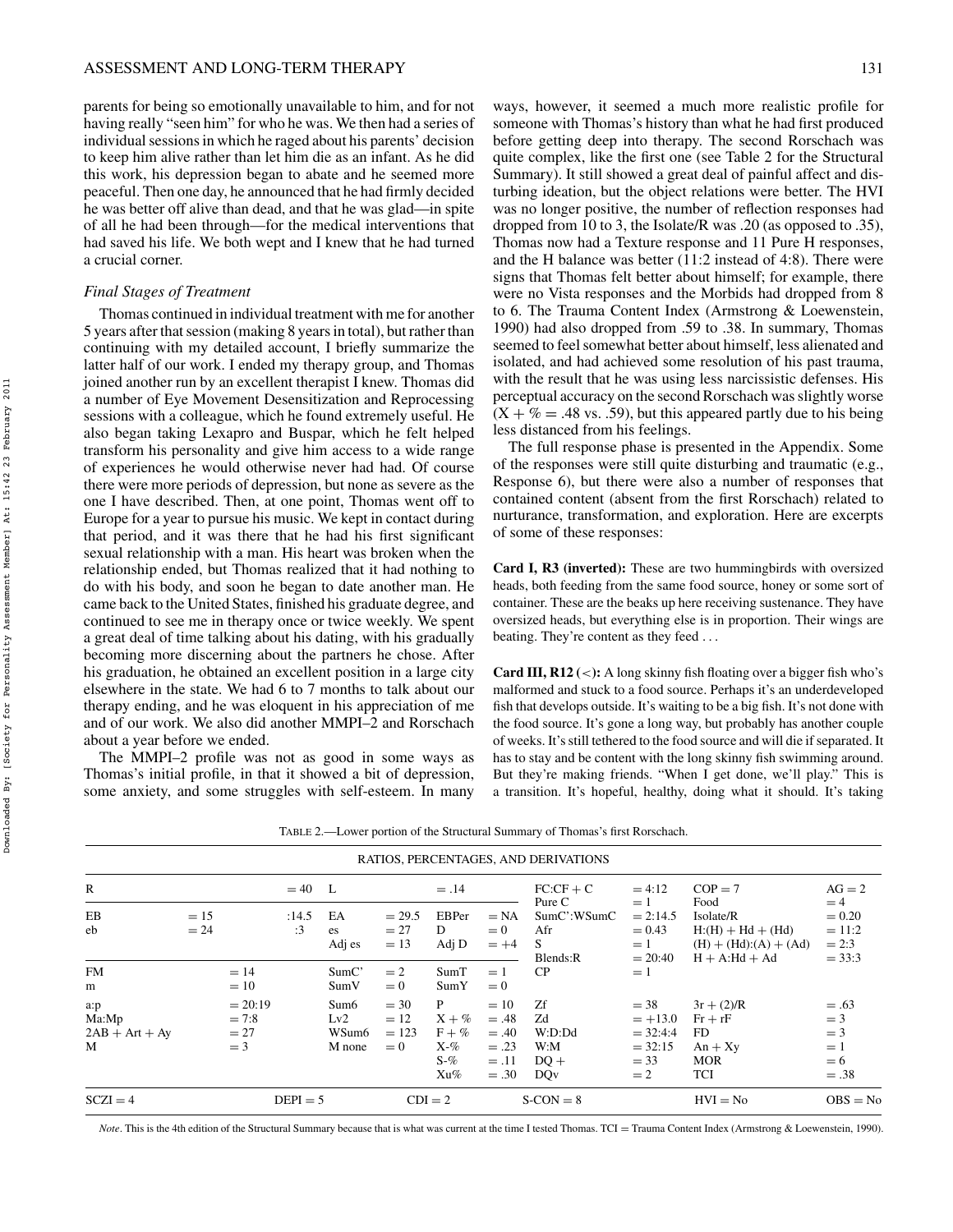parents for being so emotionally unavailable to him, and for not having really "seen him" for who he was. We then had a series of individual sessions in which he raged about his parents' decision to keep him alive rather than let him die as an infant. As he did this work, his depression began to abate and he seemed more peaceful. Then one day, he announced that he had firmly decided he was better off alive than dead, and that he was glad—in spite of all he had been through—for the medical interventions that had saved his life. We both wept and I knew that he had turned a crucial corner.

### *Final Stages of Treatment*

Thomas continued in individual treatment with me for another 5 years after that session (making 8 years in total), but rather than continuing with my detailed account, I briefly summarize the latter half of our work. I ended my therapy group, and Thomas joined another run by an excellent therapist I knew. Thomas did a number of Eye Movement Desensitization and Reprocessing sessions with a colleague, which he found extremely useful. He also began taking Lexapro and Buspar, which he felt helped transform his personality and give him access to a wide range of experiences he would otherwise never had had. Of course there were more periods of depression, but none as severe as the one I have described. Then, at one point, Thomas went off to Europe for a year to pursue his music. We kept in contact during that period, and it was there that he had his first significant sexual relationship with a man. His heart was broken when the relationship ended, but Thomas realized that it had nothing to do with his body, and soon he began to date another man. He came back to the United States, finished his graduate degree, and continued to see me in therapy once or twice weekly. We spent a great deal of time talking about his dating, with his gradually becoming more discerning about the partners he chose. After his graduation, he obtained an excellent position in a large city elsewhere in the state. We had 6 to 7 months to talk about our therapy ending, and he was eloquent in his appreciation of me and of our work. We also did another MMPI–2 and Rorschach about a year before we ended.

The MMPI–2 profile was not as good in some ways as Thomas's initial profile, in that it showed a bit of depression, some anxiety, and some struggles with self-esteem. In many ways, however, it seemed a much more realistic profile for someone with Thomas's history than what he had first produced before getting deep into therapy. The second Rorschach was quite complex, like the first one (see Table 2 for the Structural Summary). It still showed a great deal of painful affect and disturbing ideation, but the object relations were better. The HVI was no longer positive, the number of reflection responses had dropped from 10 to 3, the Isolate/R was .20 (as opposed to .35), Thomas now had a Texture response and 11 Pure H responses, and the H balance was better (11:2 instead of 4:8). There were signs that Thomas felt better about himself; for example, there were no Vista responses and the Morbids had dropped from 8 to 6. The Trauma Content Index (Armstrong & Loewenstein, 1990) had also dropped from .59 to .38. In summary, Thomas seemed to feel somewhat better about himself, less alienated and isolated, and had achieved some resolution of his past trauma, with the result that he was using less narcissistic defenses. His perceptual accuracy on the second Rorschach was slightly worse (X + % = .48 vs. .59), but this appeared partly due to his being less distanced from his feelings.

The full response phase is presented in the Appendix. Some of the responses were still quite disturbing and traumatic (e.g., Response 6), but there were also a number of responses that contained content (absent from the first Rorschach) related to nurturance, transformation, and exploration. Here are excerpts of some of these responses:

**Card I, R3 (inverted):** These are two hummingbirds with oversized heads, both feeding from the same food source, honey or some sort of container. These are the beaks up here receiving sustenance. They have oversized heads, but everything else is in proportion. Their wings are beating. They're content as they feed . . .

**Card III, R12 (<):** A long skinny fish floating over a bigger fish who's malformed and stuck to a food source. Perhaps it's an underdeveloped fish that develops outside. It's waiting to be a big fish. It's not done with the food source. It's gone a long way, but probably has another couple of weeks. It's still tethered to the food source and will die if separated. It has to stay and be content with the long skinny fish swimming around. But they're making friends. "When I get done, we'll play." This is a transition. It's hopeful, healthy, doing what it should. It's taking

TABLE 2.—Lower portion of the Structural Summary of Thomas's first Rorschach.

| RATIOS, PERCENTAGES, AND DERIVATIONS | | | | | | | | | | | |
|---|---|---|---|---|---|---|---|---|---|---|---|
| R | | = 40 | L | | = .14 | | FC:CF + C | = 4:12 | COP = 7 | AG = 2 |
| | | | | | | | Pure C | = 1 | Food | = 4 |
| EB | = 15 | :14.5 | EA | = 29.5 | EBPer | = NA | SumC':WSumC | = 2:14.5 | Isolate/R | = 0.20 |
| eb | = 24 | :3 | es | = 27 | D | = 0 | Afr | = 0.43 | H:(H) + Hd + (Hd) | = 11:2 |
| | | | Adj es | = 13 | Adj D | = +4 | S | = 1 | (H) + (Hd):(A) + (Ad) | = 2:3 |
| | | | | | | | Blends:R | = 20:40 | H + A:Hd + Ad | = 33:3 |
| FM | = 14 | | SumC' | = 2 | SumT | = 1 | CP | = 1 | | |
| m | = 10 | | SumV | = 0 | SumY | = 0 | | | | |
| a:p | = 20:19 | | Sum6 | = 30 | P | = 10 | Zf | = 38 | 3r + (2)/R | = .63 |
| Ma:Mp | = 7:8 | | Lv2 | = 12 | X + % | = .48 | Zd | = +13.0 | Fr + rF | = 3 |
| 2AB + Art + Ay | = 27 | | WSum6 | = 123 | F + % | = .40 | W:D:Dd | = 32:4:4 | FD | = 3 |
| M | = 3 | | M none | = 0 | X-% | = .23 | W:M | = 32:15 | An + Xy | = 1 |
| | | | | | S-% | = .11 | DQ + | = 33 | MOR | = 6 |
| | | | | | Xu% | = .30 | DQv | = 2 | TCI | = .38 |
| SCZI = 4 | | DEPI = 5 | | CDI = 2 | | | S-CON = 8 | | HVI = No | OBS = No |

*Note*. This is the 4th edition of the Structural Summary because that is what was current at the time I tested Thomas. TCI = Trauma Content Index (Armstrong & Loewenstein, 1990).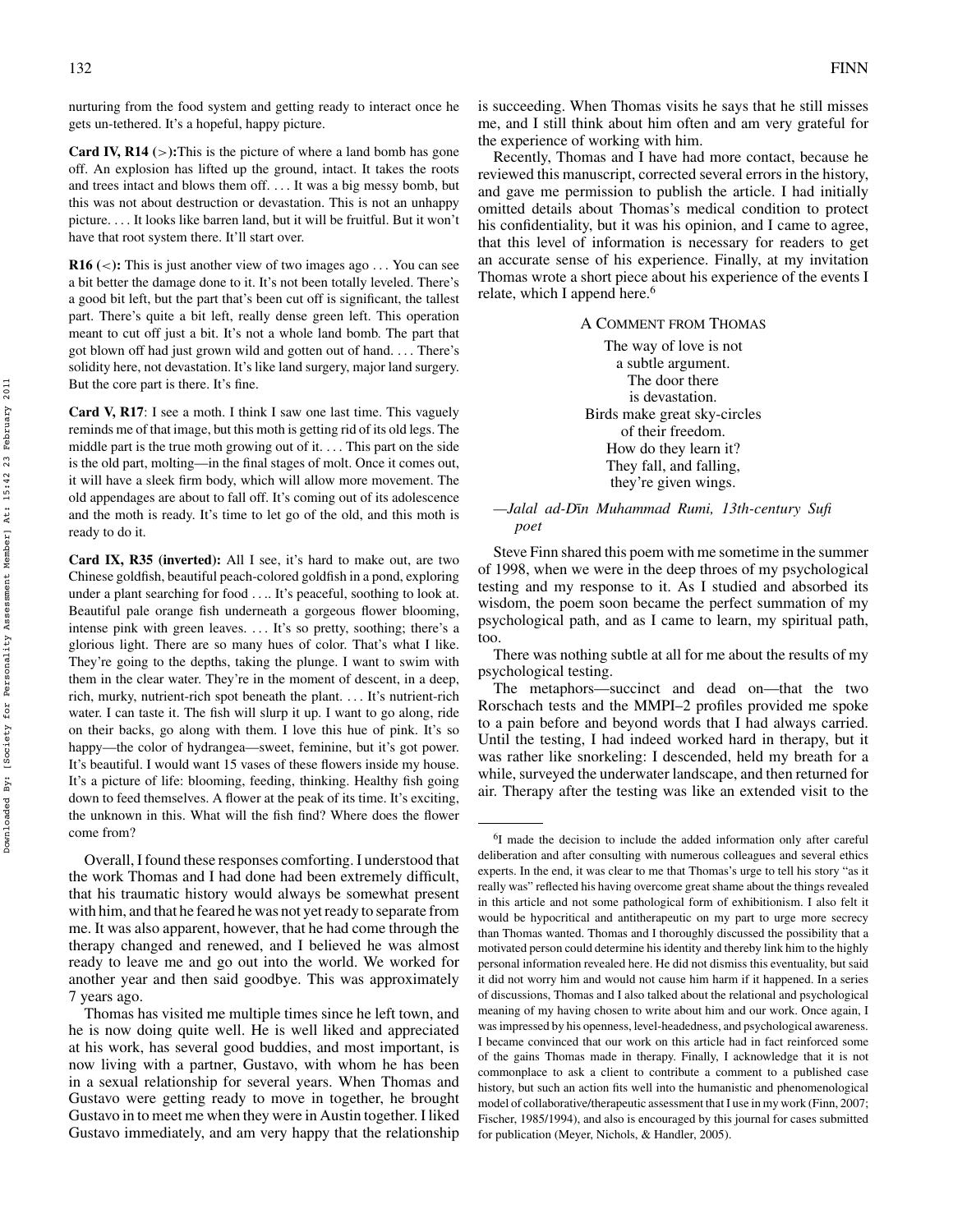nurturing from the food system and getting ready to interact once he gets un-tethered. It's a hopeful, happy picture.

**Card IV, R14 (>):** This is the picture of where a land bomb has gone off. An explosion has lifted up the ground, intact. It takes the roots and trees intact and blows them off. . . . It was a big messy bomb, but this was not about destruction or devastation. This is not an unhappy picture. . . . It looks like barren land, but it will be fruitful. But it won't have that root system there. It'll start over.

**R16 (<):** This is just another view of two images ago . . . You can see a bit better the damage done to it. It's not been totally leveled. There's a good bit left, but the part that's been cut off is significant, the tallest part. There's quite a bit left, really dense green left. This operation meant to cut off just a bit. It's not a whole land bomb. The part that got blown off had just grown wild and gotten out of hand. . . . There's solidity here, not devastation. It's like land surgery, major land surgery. But the core part is there. It's fine.

**Card V, R17**: I see a moth. I think I saw one last time. This vaguely reminds me of that image, but this moth is getting rid of its old legs. The middle part is the true moth growing out of it. . . . This part on the side is the old part, molting—in the final stages of molt. Once it comes out, it will have a sleek firm body, which will allow more movement. The old appendages are about to fall off. It's coming out of its adolescence and the moth is ready. It's time to let go of the old, and this moth is ready to do it.

**Card IX, R35 (inverted):** All I see, it's hard to make out, are two Chinese goldfish, beautiful peach-colored goldfish in a pond, exploring under a plant searching for food . . .. It's peaceful, soothing to look at. Beautiful pale orange fish underneath a gorgeous flower blooming, intense pink with green leaves. . . . It's so pretty, soothing; there's a glorious light. There are so many hues of color. That's what I like. They're going to the depths, taking the plunge. I want to swim with them in the clear water. They're in the moment of descent, in a deep, rich, murky, nutrient-rich spot beneath the plant. . . . It's nutrient-rich water. I can taste it. The fish will slurp it up. I want to go along, ride on their backs, go along with them. I love this hue of pink. It's so happy—the color of hydrangea—sweet, feminine, but it's got power. It's beautiful. I would want 15 vases of these flowers inside my house. It's a picture of life: blooming, feeding, thinking. Healthy fish going down to feed themselves. A flower at the peak of its time. It's exciting, the unknown in this. What will the fish find? Where does the flower come from?

Overall, I found these responses comforting. I understood that the work Thomas and I had done had been extremely difficult, that his traumatic history would always be somewhat present with him, and that he feared he was not yet ready to separate from me. It was also apparent, however, that he had come through the therapy changed and renewed, and I believed he was almost ready to leave me and go out into the world. We worked for another year and then said goodbye. This was approximately 7 years ago.

Thomas has visited me multiple times since he left town, and he is now doing quite well. He is well liked and appreciated at his work, has several good buddies, and most important, is now living with a partner, Gustavo, with whom he has been in a sexual relationship for several years. When Thomas and Gustavo were getting ready to move in together, he brought Gustavo in to meet me when they were in Austin together. I liked Gustavo immediately, and am very happy that the relationship is succeeding. When Thomas visits he says that he still misses me, and I still think about him often and am very grateful for the experience of working with him.

Recently, Thomas and I have had more contact, because he reviewed this manuscript, corrected several errors in the history, and gave me permission to publish the article. I had initially omitted details about Thomas's medical condition to protect his confidentiality, but it was his opinion, and I came to agree, that this level of information is necessary for readers to get an accurate sense of his experience. Finally, at my invitation Thomas wrote a short piece about his experience of the events I relate, which I append here.[6]

## A Comment from Thomas

The way of love is not
a subtle argument.
The door there
is devastation.
Birds make great sky-circles
of their freedom.
How do they learn it?
They fall, and falling,
they're given wings.

—*Jalal ad-Dīn Muhammad Rumi, 13th-century Sufi poet*

Steve Finn shared this poem with me sometime in the summer of 1998, when we were in the deep throes of my psychological testing and my response to it. As I studied and absorbed its wisdom, the poem soon became the perfect summation of my psychological path, and as I came to learn, my spiritual path, too.

There was nothing subtle at all for me about the results of my psychological testing.

The metaphors—succinct and dead on—that the two Rorschach tests and the MMPI–2 profiles provided me spoke to a pain before and beyond words that I had always carried. Until the testing, I had indeed worked hard in therapy, but it was rather like snorkeling: I descended, held my breath for a while, surveyed the underwater landscape, and then returned for air. Therapy after the testing was like an extended visit to the

[6]I made the decision to include the added information only after careful deliberation and after consulting with numerous colleagues and several ethics experts. In the end, it was clear to me that Thomas's urge to tell his story "as it really was" reflected his having overcome great shame about the things revealed in this article and not some pathological form of exhibitionism. I also felt it would be hypocritical and antitherapeutic on my part to urge more secrecy than Thomas wanted. Thomas and I thoroughly discussed the possibility that a motivated person could determine his identity and thereby link him to the highly personal information revealed here. He did not dismiss this eventuality, but said it did not worry him and would not cause him harm if it happened. In a series of discussions, Thomas and I also talked about the relational and psychological meaning of my having chosen to write about him and our work. Once again, I was impressed by his openness, level-headedness, and psychological awareness. I became convinced that our work on this article had in fact reinforced some of the gains Thomas made in therapy. Finally, I acknowledge that it is not commonplace to ask a client to contribute a comment to a published case history, but such an action fits well into the humanistic and phenomenological model of collaborative/therapeutic assessment that I use in my work (Finn, 2007; Fischer, 1985/1994), and also is encouraged by this journal for cases submitted for publication (Meyer, Nichols, & Handler, 2005).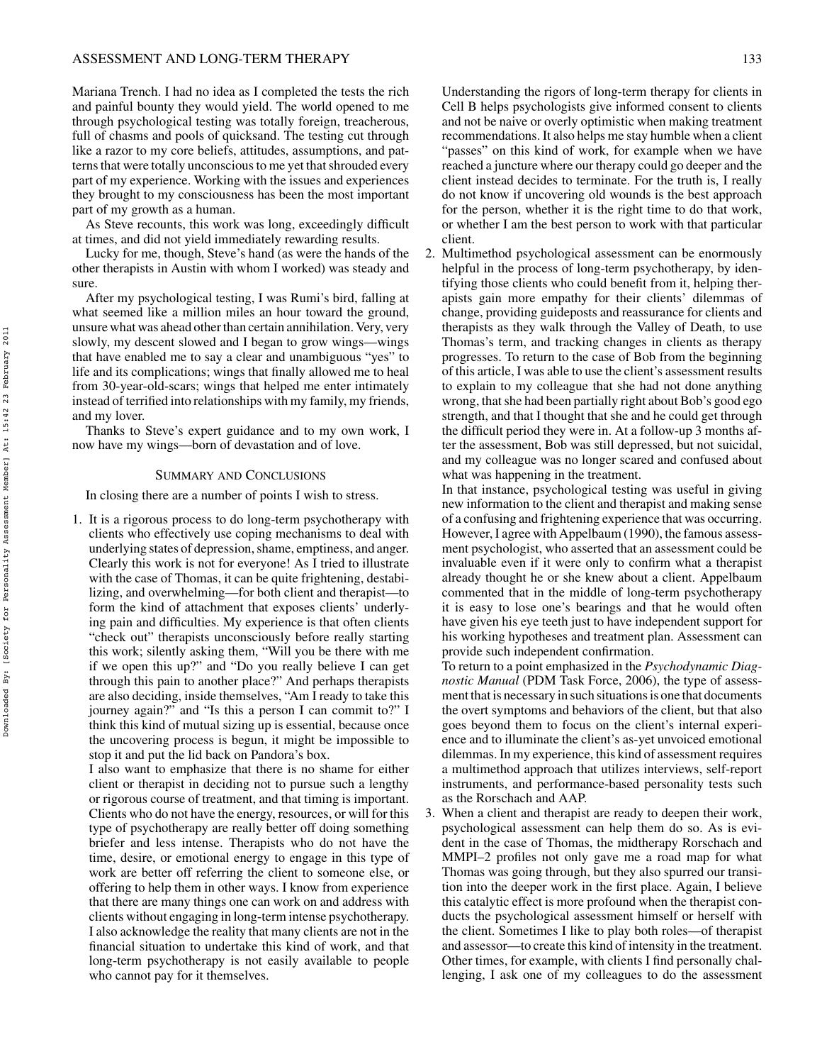Mariana Trench. I had no idea as I completed the tests the rich and painful bounty they would yield. The world opened to me through psychological testing was totally foreign, treacherous, full of chasms and pools of quicksand. The testing cut through like a razor to my core beliefs, attitudes, assumptions, and patterns that were totally unconscious to me yet that shrouded every part of my experience. Working with the issues and experiences they brought to my consciousness has been the most important part of my growth as a human.

As Steve recounts, this work was long, exceedingly difficult at times, and did not yield immediately rewarding results.

Lucky for me, though, Steve's hand (as were the hands of the other therapists in Austin with whom I worked) was steady and sure.

After my psychological testing, I was Rumi's bird, falling at what seemed like a million miles an hour toward the ground, unsure what was ahead other than certain annihilation. Very, very slowly, my descent slowed and I began to grow wings—wings that have enabled me to say a clear and unambiguous "yes" to life and its complications; wings that finally allowed me to heal from 30-year-old-scars; wings that helped me enter intimately instead of terrified into relationships with my family, my friends, and my lover.

Thanks to Steve's expert guidance and to my own work, I now have my wings—born of devastation and of love.

## Summary and Conclusions

In closing there are a number of points I wish to stress.

1. It is a rigorous process to do long-term psychotherapy with clients who effectively use coping mechanisms to deal with underlying states of depression, shame, emptiness, and anger. Clearly this work is not for everyone! As I tried to illustrate with the case of Thomas, it can be quite frightening, destabilizing, and overwhelming—for both client and therapist—to form the kind of attachment that exposes clients' underlying pain and difficulties. My experience is that often clients "check out" therapists unconsciously before really starting this work; silently asking them, "Will you be there with me if we open this up?" and "Do you really believe I can get through this pain to another place?" And perhaps therapists are also deciding, inside themselves, "Am I ready to take this journey again?" and "Is this a person I can commit to?" I think this kind of mutual sizing up is essential, because once the uncovering process is begun, it might be impossible to stop it and put the lid back on Pandora's box.

   I also want to emphasize that there is no shame for either client or therapist in deciding not to pursue such a lengthy or rigorous course of treatment, and that timing is important. Clients who do not have the energy, resources, or will for this type of psychotherapy are really better off doing something briefer and less intense. Therapists who do not have the time, desire, or emotional energy to engage in this type of work are better off referring the client to someone else, or offering to help them in other ways. I know from experience that there are many things one can work on and address with clients without engaging in long-term intense psychotherapy. I also acknowledge the reality that many clients are not in the financial situation to undertake this kind of work, and that long-term psychotherapy is not easily available to people who cannot pay for it themselves.

   Understanding the rigors of long-term therapy for clients in Cell B helps psychologists give informed consent to clients and not be naive or overly optimistic when making treatment recommendations. It also helps me stay humble when a client "passes" on this kind of work, for example when we have reached a juncture where our therapy could go deeper and the client instead decides to terminate. For the truth is, I really do not know if uncovering old wounds is the best approach for the person, whether it is the right time to do that work, or whether I am the best person to work with that particular client.

2. Multimethod psychological assessment can be enormously helpful in the process of long-term psychotherapy, by identifying those clients who could benefit from it, helping therapists gain more empathy for their clients' dilemmas of change, providing guideposts and reassurance for clients and therapists as they walk through the Valley of Death, to use Thomas's term, and tracking changes in clients as therapy progresses. To return to the case of Bob from the beginning of this article, I was able to use the client's assessment results to explain to my colleague that she had not done anything wrong, that she had been partially right about Bob's good ego strength, and that I thought that she and he could get through the difficult period they were in. At a follow-up 3 months after the assessment, Bob was still depressed, but not suicidal, and my colleague was no longer scared and confused about what was happening in the treatment.

   In that instance, psychological testing was useful in giving new information to the client and therapist and making sense of a confusing and frightening experience that was occurring. However, I agree with Appelbaum (1990), the famous assessment psychologist, who asserted that an assessment could be invaluable even if it were only to confirm what a therapist already thought he or she knew about a client. Appelbaum commented that in the middle of long-term psychotherapy it is easy to lose one's bearings and that he would often have given his eye teeth just to have independent support for his working hypotheses and treatment plan. Assessment can provide such independent confirmation.

   To return to a point emphasized in the *Psychodynamic Diagnostic Manual* (PDM Task Force, 2006), the type of assessment that is necessary in such situations is one that documents the overt symptoms and behaviors of the client, but that also goes beyond them to focus on the client's internal experience and to illuminate the client's as-yet unvoiced emotional dilemmas. In my experience, this kind of assessment requires a multimethod approach that utilizes interviews, self-report instruments, and performance-based personality tests such as the Rorschach and AAP.

3. When a client and therapist are ready to deepen their work, psychological assessment can help them do so. As is evident in the case of Thomas, the midtherapy Rorschach and MMPI–2 profiles not only gave me a road map for what Thomas was going through, but they also spurred our transition into the deeper work in the first place. Again, I believe this catalytic effect is more profound when the therapist conducts the psychological assessment himself or herself with the client. Sometimes I like to play both roles—of therapist and assessor—to create this kind of intensity in the treatment. Other times, for example, with clients I find personally challenging, I ask one of my colleagues to do the assessment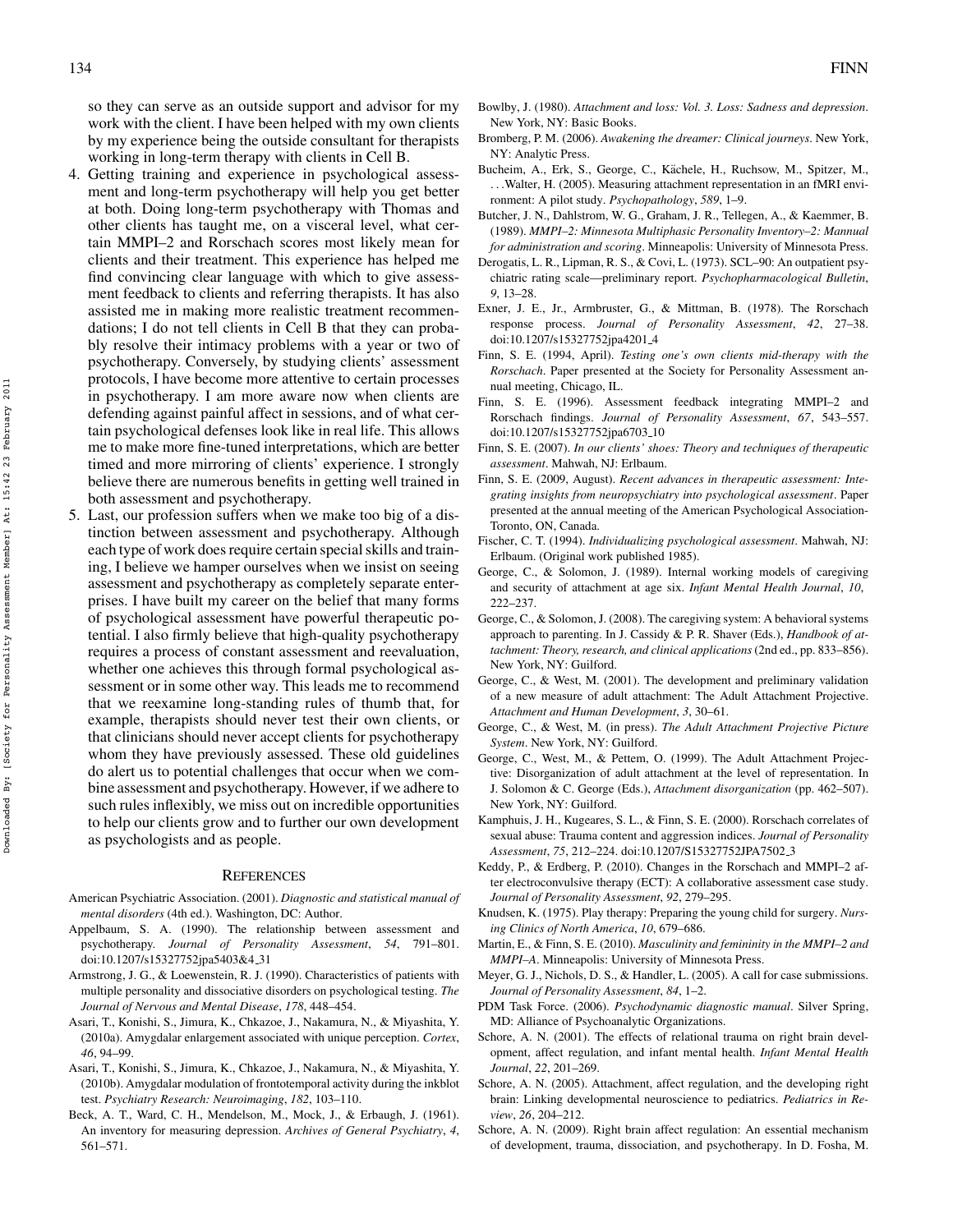so they can serve as an outside support and advisor for my work with the client. I have been helped with my own clients by my experience being the outside consultant for therapists working in long-term therapy with clients in Cell B.

4. Getting training and experience in psychological assessment and long-term psychotherapy will help you get better at both. Doing long-term psychotherapy with Thomas and other clients has taught me, on a visceral level, what certain MMPI–2 and Rorschach scores most likely mean for clients and their treatment. This experience has helped me find convincing clear language with which to give assessment feedback to clients and referring therapists. It has also assisted me in making more realistic treatment recommendations; I do not tell clients in Cell B that they can probably resolve their intimacy problems with a year or two of psychotherapy. Conversely, by studying clients' assessment protocols, I have become more attentive to certain processes in psychotherapy. I am more aware now when clients are defending against painful affect in sessions, and of what certain psychological defenses look like in real life. This allows me to make more fine-tuned interpretations, which are better timed and more mirroring of clients' experience. I strongly believe there are numerous benefits in getting well trained in both assessment and psychotherapy.
5. Last, our profession suffers when we make too big of a distinction between assessment and psychotherapy. Although each type of work does require certain special skills and training, I believe we hamper ourselves when we insist on seeing assessment and psychotherapy as completely separate enterprises. I have built my career on the belief that many forms of psychological assessment have powerful therapeutic potential. I also firmly believe that high-quality psychotherapy requires a process of constant assessment and reevaluation, whether one achieves this through formal psychological assessment or in some other way. This leads me to recommend that we reexamine long-standing rules of thumb that, for example, therapists should never test their own clients, or that clinicians should never accept clients for psychotherapy whom they have previously assessed. These old guidelines do alert us to potential challenges that occur when we combine assessment and psychotherapy. However, if we adhere to such rules inflexibly, we miss out on incredible opportunities to help our clients grow and to further our own development as psychologists and as people.

## REFERENCES

American Psychiatric Association. (2001). *Diagnostic and statistical manual of mental disorders* (4th ed.). Washington, DC: Author.

Appelbaum, S. A. (1990). The relationship between assessment and psychotherapy. *Journal of Personality Assessment*, *54*, 791–801. doi:10.1207/s15327752jpa5403&4_31

Armstrong, J. G., & Loewenstein, R. J. (1990). Characteristics of patients with multiple personality and dissociative disorders on psychological testing. *The Journal of Nervous and Mental Disease*, *178*, 448–454.

Asari, T., Konishi, S., Jimura, K., Chkazoe, J., Nakamura, N., & Miyashita, Y. (2010a). Amygdalar enlargement associated with unique perception. *Cortex*, *46*, 94–99.

Asari, T., Konishi, S., Jimura, K., Chkazoe, J., Nakamura, N., & Miyashita, Y. (2010b). Amygdalar modulation of frontotemporal activity during the inkblot test. *Psychiatry Research: Neuroimaging*, *182*, 103–110.

Beck, A. T., Ward, C. H., Mendelson, M., Mock, J., & Erbaugh, J. (1961). An inventory for measuring depression. *Archives of General Psychiatry*, *4*, 561–571.

Bowlby, J. (1980). *Attachment and loss: Vol. 3. Loss: Sadness and depression*. New York, NY: Basic Books.

Bromberg, P. M. (2006). *Awakening the dreamer: Clinical journeys*. New York, NY: Analytic Press.

Bucheim, A., Erk, S., George, C., Kächele, H., Ruchsow, M., Spitzer, M., . . .Walter, H. (2005). Measuring attachment representation in an fMRI environment: A pilot study. *Psychopathology*, *589*, 1–9.

Butcher, J. N., Dahlstrom, W. G., Graham, J. R., Tellegen, A., & Kaemmer, B. (1989). *MMPI–2: Minnesota Multiphasic Personality Inventory–2: Mannual for administration and scoring*. Minneapolis: University of Minnesota Press.

Derogatis, L. R., Lipman, R. S., & Covi, L. (1973). SCL–90: An outpatient psychiatric rating scale—preliminary report. *Psychopharmacological Bulletin*, *9*, 13–28.

Exner, J. E., Jr., Armbruster, G., & Mittman, B. (1978). The Rorschach response process. *Journal of Personality Assessment*, *42*, 27–38. doi:10.1207/s15327752jpa4201_4

Finn, S. E. (1994, April). *Testing one's own clients mid-therapy with the Rorschach*. Paper presented at the Society for Personality Assessment annual meeting, Chicago, IL.

Finn, S. E. (1996). Assessment feedback integrating MMPI–2 and Rorschach findings. *Journal of Personality Assessment*, *67*, 543–557. doi:10.1207/s15327752jpa6703_10

Finn, S. E. (2007). *In our clients' shoes: Theory and techniques of therapeutic assessment*. Mahwah, NJ: Erlbaum.

Finn, S. E. (2009, August). *Recent advances in therapeutic assessment: Integrating insights from neuropsychiatry into psychological assessment*. Paper presented at the annual meeting of the American Psychological Association-Toronto, ON, Canada.

Fischer, C. T. (1994). *Individualizing psychological assessment*. Mahwah, NJ: Erlbaum. (Original work published 1985).

George, C., & Solomon, J. (1989). Internal working models of caregiving and security of attachment at age six. *Infant Mental Health Journal*, *10*, 222–237.

George, C., & Solomon, J. (2008). The caregiving system: A behavioral systems approach to parenting. In J. Cassidy & P. R. Shaver (Eds.), *Handbook of attachment: Theory, research, and clinical applications* (2nd ed., pp. 833–856). New York, NY: Guilford.

George, C., & West, M. (2001). The development and preliminary validation of a new measure of adult attachment: The Adult Attachment Projective. *Attachment and Human Development*, *3*, 30–61.

George, C., & West, M. (in press). *The Adult Attachment Projective Picture System*. New York, NY: Guilford.

George, C., West, M., & Pettem, O. (1999). The Adult Attachment Projective: Disorganization of adult attachment at the level of representation. In J. Solomon & C. George (Eds.), *Attachment disorganization* (pp. 462–507). New York, NY: Guilford.

Kamphuis, J. H., Kugeares, S. L., & Finn, S. E. (2000). Rorschach correlates of sexual abuse: Trauma content and aggression indices. *Journal of Personality Assessment*, *75*, 212–224. doi:10.1207/S15327752JPA7502_3

Keddy, P., & Erdberg, P. (2010). Changes in the Rorschach and MMPI–2 after electroconvulsive therapy (ECT): A collaborative assessment case study. *Journal of Personality Assessment*, *92*, 279–295.

Knudsen, K. (1975). Play therapy: Preparing the young child for surgery. *Nursing Clinics of North America*, *10*, 679–686.

Martin, E., & Finn, S. E. (2010). *Masculinity and femininity in the MMPI–2 and MMPI–A*. Minneapolis: University of Minnesota Press.

Meyer, G. J., Nichols, D. S., & Handler, L. (2005). A call for case submissions. *Journal of Personality Assessment*, *84*, 1–2.

PDM Task Force. (2006). *Psychodynamic diagnostic manual*. Silver Spring, MD: Alliance of Psychoanalytic Organizations.

Schore, A. N. (2001). The effects of relational trauma on right brain development, affect regulation, and infant mental health. *Infant Mental Health Journal*, *22*, 201–269.

Schore, A. N. (2005). Attachment, affect regulation, and the developing right brain: Linking developmental neuroscience to pediatrics. *Pediatrics in Review*, *26*, 204–212.

Schore, A. N. (2009). Right brain affect regulation: An essential mechanism of development, trauma, dissociation, and psychotherapy. In D. Fosha, M.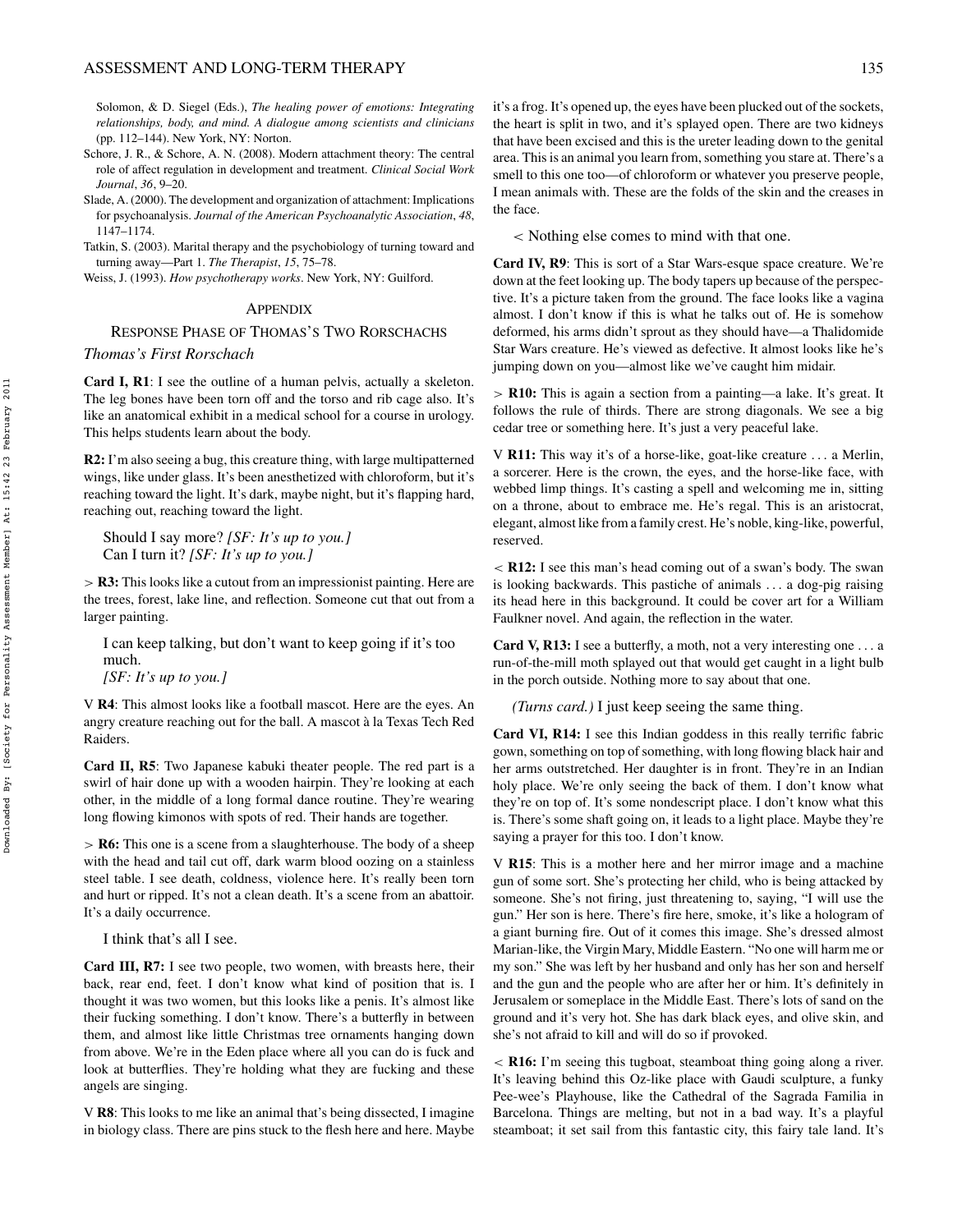Solomon, & D. Siegel (Eds.), *The healing power of emotions: Integrating relationships, body, and mind. A dialogue among scientists and clinicians* (pp. 112–144). New York, NY: Norton.

Schore, J. R., & Schore, A. N. (2008). Modern attachment theory: The central role of affect regulation in development and treatment. *Clinical Social Work Journal*, *36*, 9–20.

Slade, A. (2000). The development and organization of attachment: Implications for psychoanalysis. *Journal of the American Psychoanalytic Association*, *48*, 1147–1174.

Tatkin, S. (2003). Marital therapy and the psychobiology of turning toward and turning away—Part 1. *The Therapist*, *15*, 75–78.

Weiss, J. (1993). *How psychotherapy works*. New York, NY: Guilford.

## Appendix

### Response Phase of Thomas's Two Rorschachs

#### *Thomas's First Rorschach*

**Card I, R1**: I see the outline of a human pelvis, actually a skeleton. The leg bones have been torn off and the torso and rib cage also. It's like an anatomical exhibit in a medical school for a course in urology. This helps students learn about the body.

**R2:** I'm also seeing a bug, this creature thing, with large multipatterned wings, like under glass. It's been anesthetized with chloroform, but it's reaching toward the light. It's dark, maybe night, but it's flapping hard, reaching out, reaching toward the light.

> Should I say more? *[SF: It's up to you.]*
> Can I turn it? *[SF: It's up to you.]*

> **R3:** This looks like a cutout from an impressionist painting. Here are the trees, forest, lake line, and reflection. Someone cut that out from a larger painting.

> I can keep talking, but don't want to keep going if it's too much.
> *[SF: It's up to you.]*

V **R4**: This almost looks like a football mascot. Here are the eyes. An angry creature reaching out for the ball. A mascot à la Texas Tech Red Raiders.

**Card II, R5**: Two Japanese kabuki theater people. The red part is a swirl of hair done up with a wooden hairpin. They're looking at each other, in the middle of a long formal dance routine. They're wearing long flowing kimonos with spots of red. Their hands are together.

> **R6:** This one is a scene from a slaughterhouse. The body of a sheep with the head and tail cut off, dark warm blood oozing on a stainless steel table. I see death, coldness, violence here. It's really been torn and hurt or ripped. It's not a clean death. It's a scene from an abattoir. It's a daily occurrence.

> I think that's all I see.

**Card III, R7:** I see two people, two women, with breasts here, their back, rear end, feet. I don't know what kind of position that is. I thought it was two women, but this looks like a penis. It's almost like their fucking something. I don't know. There's a butterfly in between them, and almost like little Christmas tree ornaments hanging down from above. We're in the Eden place where all you can do is fuck and look at butterflies. They're holding what they are fucking and these angels are singing.

V **R8**: This looks to me like an animal that's being dissected, I imagine in biology class. There are pins stuck to the flesh here and here. Maybe it's a frog. It's opened up, the eyes have been plucked out of the sockets, the heart is split in two, and it's splayed open. There are two kidneys that have been excised and this is the ureter leading down to the genital area. This is an animal you learn from, something you stare at. There's a smell to this one too—of chloroform or whatever you preserve people, I mean animals with. These are the folds of the skin and the creases in the face.

> < Nothing else comes to mind with that one.

**Card IV, R9**: This is sort of a Star Wars-esque space creature. We're down at the feet looking up. The body tapers up because of the perspective. It's a picture taken from the ground. The face looks like a vagina almost. I don't know if this is what he talks out of. He is somehow deformed, his arms didn't sprout as they should have—a Thalidomide Star Wars creature. He's viewed as defective. It almost looks like he's jumping down on you—almost like we've caught him midair.

> **R10:** This is again a section from a painting—a lake. It's great. It follows the rule of thirds. There are strong diagonals. We see a big cedar tree or something here. It's just a very peaceful lake.

V **R11:** This way it's of a horse-like, goat-like creature . . . a Merlin, a sorcerer. Here is the crown, the eyes, and the horse-like face, with webbed limp things. It's casting a spell and welcoming me in, sitting on a throne, about to embrace me. He's regal. This is an aristocrat, elegant, almost like from a family crest. He's noble, king-like, powerful, reserved.

< **R12:** I see this man's head coming out of a swan's body. The swan is looking backwards. This pastiche of animals . . . a dog-pig raising its head here in this background. It could be cover art for a William Faulkner novel. And again, the reflection in the water.

**Card V, R13:** I see a butterfly, a moth, not a very interesting one . . . a run-of-the-mill moth splayed out that would get caught in a light bulb in the porch outside. Nothing more to say about that one.

> *(Turns card.)* I just keep seeing the same thing.

**Card VI, R14:** I see this Indian goddess in this really terrific fabric gown, something on top of something, with long flowing black hair and her arms outstretched. Her daughter is in front. They're in an Indian holy place. We're only seeing the back of them. I don't know what they're on top of. It's some nondescript place. I don't know what this is. There's some shaft going on, it leads to a light place. Maybe they're saying a prayer for this too. I don't know.

V **R15**: This is a mother here and her mirror image and a machine gun of some sort. She's protecting her child, who is being attacked by someone. She's not firing, just threatening to, saying, "I will use the gun." Her son is here. There's fire here, smoke, it's like a hologram of a giant burning fire. Out of it comes this image. She's dressed almost Marian-like, the Virgin Mary, Middle Eastern. "No one will harm me or my son." She was left by her husband and only has her son and herself and the gun and the people who are after her or him. It's definitely in Jerusalem or someplace in the Middle East. There's lots of sand on the ground and it's very hot. She has dark black eyes, and olive skin, and she's not afraid to kill and will do so if provoked.

< **R16:** I'm seeing this tugboat, steamboat thing going along a river. It's leaving behind this Oz-like place with Gaudi sculpture, a funky Pee-wee's Playhouse, like the Cathedral of the Sagrada Familia in Barcelona. Things are melting, but not in a bad way. It's a playful steamboat; it set sail from this fantastic city, this fairy tale land. It's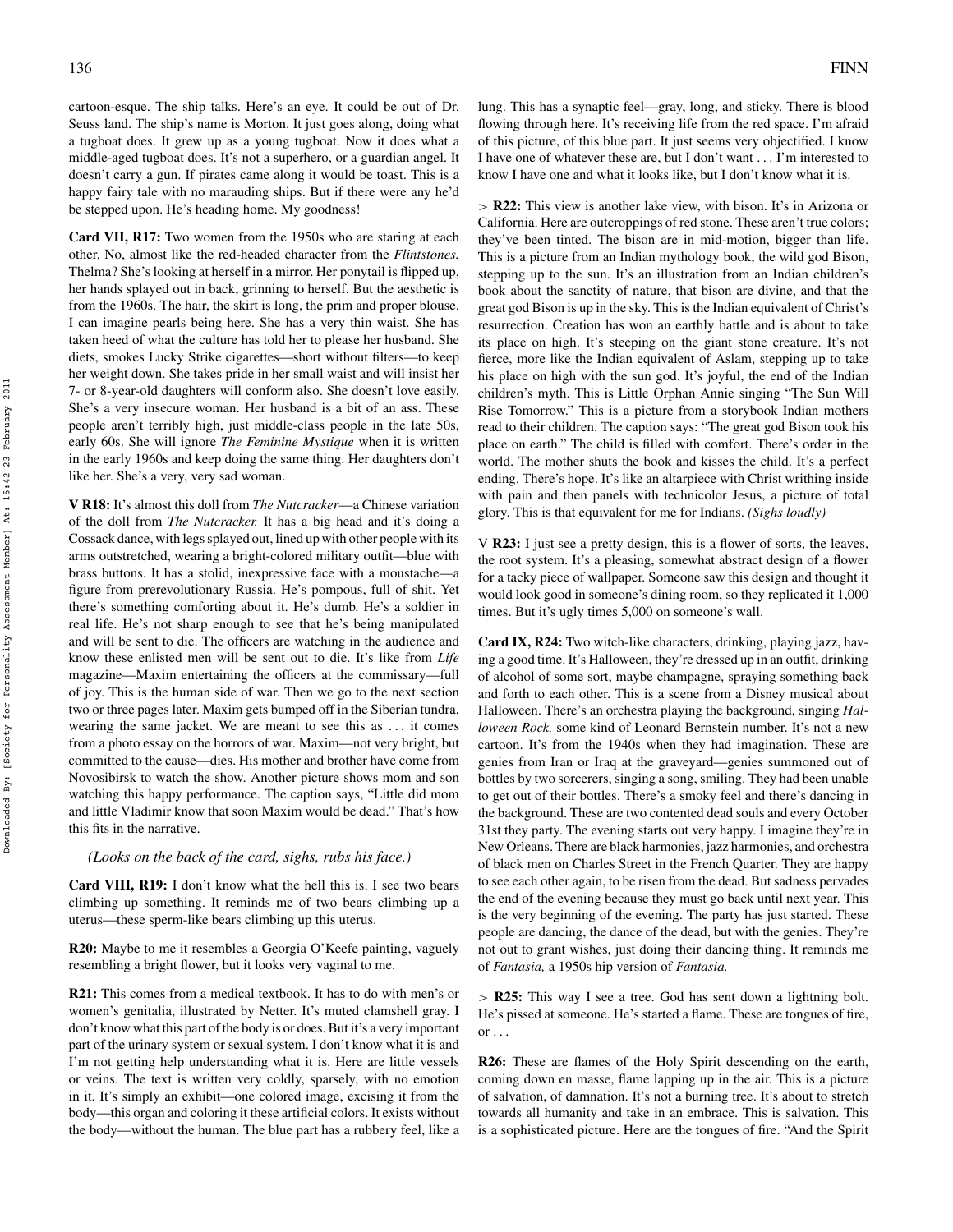cartoon-esque. The ship talks. Here's an eye. It could be out of Dr. Seuss land. The ship's name is Morton. It just goes along, doing what a tugboat does. It grew up as a young tugboat. Now it does what a middle-aged tugboat does. It's not a superhero, or a guardian angel. It doesn't carry a gun. If pirates came along it would be toast. This is a happy fairy tale with no marauding ships. But if there were any he'd be stepped upon. He's heading home. My goodness!

**Card VII, R17:** Two women from the 1950s who are staring at each other. No, almost like the red-headed character from the *Flintstones.* Thelma? She's looking at herself in a mirror. Her ponytail is flipped up, her hands splayed out in back, grinning to herself. But the aesthetic is from the 1960s. The hair, the skirt is long, the prim and proper blouse. I can imagine pearls being here. She has a very thin waist. She has taken heed of what the culture has told her to please her husband. She diets, smokes Lucky Strike cigarettes—short without filters—to keep her weight down. She takes pride in her small waist and will insist her 7- or 8-year-old daughters will conform also. She doesn't love easily. She's a very insecure woman. Her husband is a bit of an ass. These people aren't terribly high, just middle-class people in the late 50s, early 60s. She will ignore *The Feminine Mystique* when it is written in the early 1960s and keep doing the same thing. Her daughters don't like her. She's a very, very sad woman.

**V R18:** It's almost this doll from *The Nutcracker*—a Chinese variation of the doll from *The Nutcracker.* It has a big head and it's doing a Cossack dance, with legs splayed out, lined up with other people with its arms outstretched, wearing a bright-colored military outfit—blue with brass buttons. It has a stolid, inexpressive face with a moustache—a figure from prerevolutionary Russia. He's pompous, full of shit. Yet there's something comforting about it. He's dumb. He's a soldier in real life. He's not sharp enough to see that he's being manipulated and will be sent to die. The officers are watching in the audience and know these enlisted men will be sent out to die. It's like from *Life* magazine—Maxim entertaining the officers at the commissary—full of joy. This is the human side of war. Then we go to the next section two or three pages later. Maxim gets bumped off in the Siberian tundra, wearing the same jacket. We are meant to see this as ... it comes from a photo essay on the horrors of war. Maxim—not very bright, but committed to the cause—dies. His mother and brother have come from Novosibirsk to watch the show. Another picture shows mom and son watching this happy performance. The caption says, "Little did mom and little Vladimir know that soon Maxim would be dead." That's how this fits in the narrative.

*(Looks on the back of the card, sighs, rubs his face.)*

**Card VIII, R19:** I don't know what the hell this is. I see two bears climbing up something. It reminds me of two bears climbing up a uterus—these sperm-like bears climbing up this uterus.

**R20:** Maybe to me it resembles a Georgia O'Keefe painting, vaguely resembling a bright flower, but it looks very vaginal to me.

**R21:** This comes from a medical textbook. It has to do with men's or women's genitalia, illustrated by Netter. It's muted clamshell gray. I don't know what this part of the body is or does. But it's a very important part of the urinary system or sexual system. I don't know what it is and I'm not getting help understanding what it is. Here are little vessels or veins. The text is written very coldly, sparsely, with no emotion in it. It's simply an exhibit—one colored image, excising it from the body—this organ and coloring it these artificial colors. It exists without the body—without the human. The blue part has a rubbery feel, like a lung. This has a synaptic feel—gray, long, and sticky. There is blood flowing through here. It's receiving life from the red space. I'm afraid of this picture, of this blue part. It just seems very objectified. I know I have one of whatever these are, but I don't want ... I'm interested to know I have one and what it looks like, but I don't know what it is.

> **R22:** This view is another lake view, with bison. It's in Arizona or California. Here are outcroppings of red stone. These aren't true colors; they've been tinted. The bison are in mid-motion, bigger than life. This is a picture from an Indian mythology book, the wild god Bison, stepping up to the sun. It's an illustration from an Indian children's book about the sanctity of nature, that bison are divine, and that the great god Bison is up in the sky. This is the Indian equivalent of Christ's resurrection. Creation has won an earthly battle and is about to take its place on high. It's steeping on the giant stone creature. It's not fierce, more like the Indian equivalent of Aslam, stepping up to take his place on high with the sun god. It's joyful, the end of the Indian children's myth. This is Little Orphan Annie singing "The Sun Will Rise Tomorrow." This is a picture from a storybook Indian mothers read to their children. The caption says: "The great god Bison took his place on earth." The child is filled with comfort. There's order in the world. The mother shuts the book and kisses the child. It's a perfect ending. There's hope. It's like an altarpiece with Christ writhing inside with pain and then panels with technicolor Jesus, a picture of total glory. This is that equivalent for me for Indians. *(Sighs loudly)*

V **R23:** I just see a pretty design, this is a flower of sorts, the leaves, the root system. It's a pleasing, somewhat abstract design of a flower for a tacky piece of wallpaper. Someone saw this design and thought it would look good in someone's dining room, so they replicated it 1,000 times. But it's ugly times 5,000 on someone's wall.

**Card IX, R24:** Two witch-like characters, drinking, playing jazz, having a good time. It's Halloween, they're dressed up in an outfit, drinking of alcohol of some sort, maybe champagne, spraying something back and forth to each other. This is a scene from a Disney musical about Halloween. There's an orchestra playing the background, singing *Halloween Rock,* some kind of Leonard Bernstein number. It's not a new cartoon. It's from the 1940s when they had imagination. These are genies from Iran or Iraq at the graveyard—genies summoned out of bottles by two sorcerers, singing a song, smiling. They had been unable to get out of their bottles. There's a smoky feel and there's dancing in the background. These are two contented dead souls and every October 31st they party. The evening starts out very happy. I imagine they're in New Orleans. There are black harmonies, jazz harmonies, and orchestra of black men on Charles Street in the French Quarter. They are happy to see each other again, to be risen from the dead. But sadness pervades the end of the evening because they must go back until next year. This is the very beginning of the evening. The party has just started. These people are dancing, the dance of the dead, but with the genies. They're not out to grant wishes, just doing their dancing thing. It reminds me of *Fantasia,* a 1950s hip version of *Fantasia.*

> **R25:** This way I see a tree. God has sent down a lightning bolt. He's pissed at someone. He's started a flame. These are tongues of fire, or ...

**R26:** These are flames of the Holy Spirit descending on the earth, coming down en masse, flame lapping up in the air. This is a picture of salvation, of damnation. It's not a burning tree. It's about to stretch towards all humanity and take in an embrace. This is salvation. This is a sophisticated picture. Here are the tongues of fire. "And the Spirit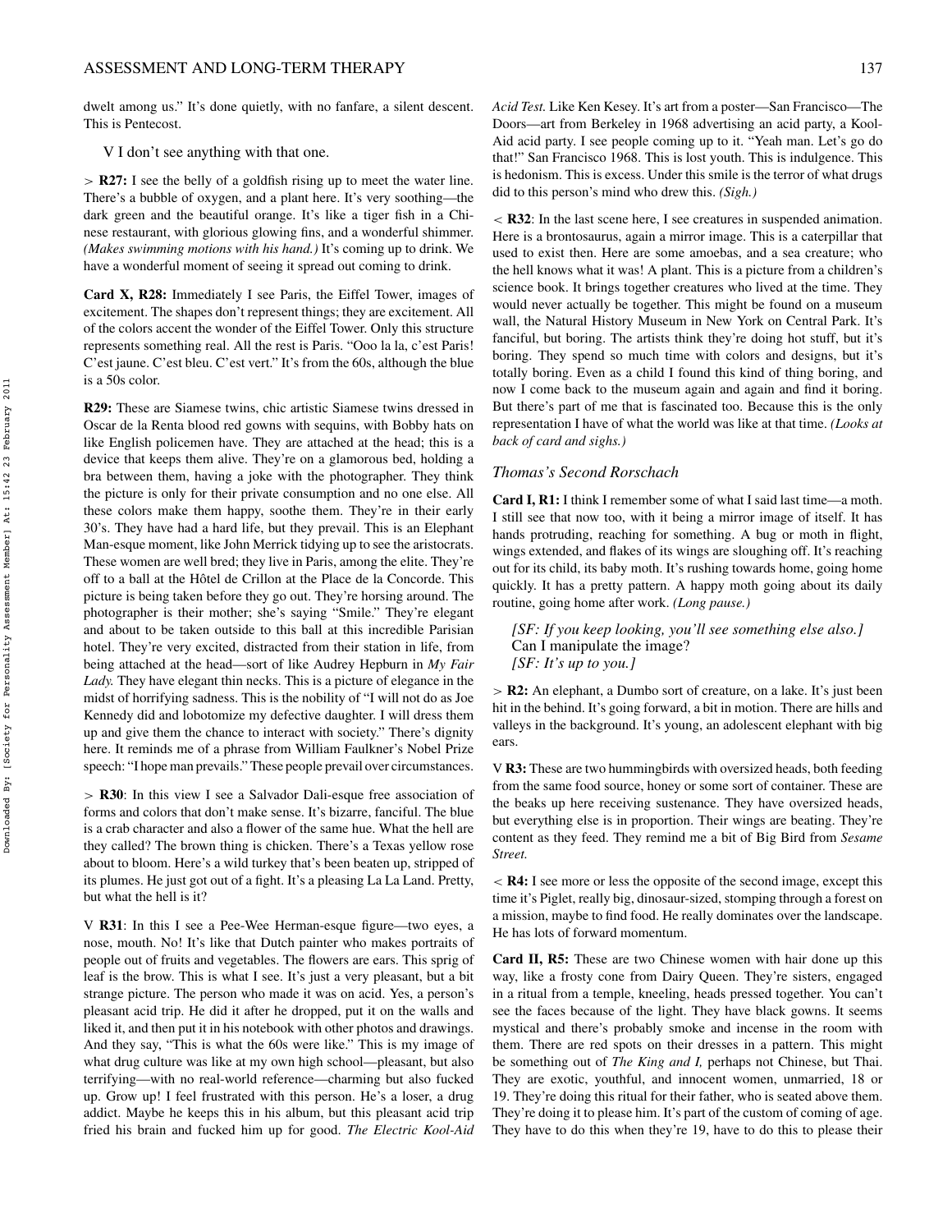dwelt among us." It's done quietly, with no fanfare, a silent descent. This is Pentecost.

V I don't see anything with that one.

> **R27:** I see the belly of a goldfish rising up to meet the water line. There's a bubble of oxygen, and a plant here. It's very soothing—the dark green and the beautiful orange. It's like a tiger fish in a Chinese restaurant, with glorious glowing fins, and a wonderful shimmer. *(Makes swimming motions with his hand.)* It's coming up to drink. We have a wonderful moment of seeing it spread out coming to drink.

**Card X, R28:** Immediately I see Paris, the Eiffel Tower, images of excitement. The shapes don't represent things; they are excitement. All of the colors accent the wonder of the Eiffel Tower. Only this structure represents something real. All the rest is Paris. "Ooo la la, c'est Paris! C'est jaune. C'est bleu. C'est vert." It's from the 60s, although the blue is a 50s color.

**R29:** These are Siamese twins, chic artistic Siamese twins dressed in Oscar de la Renta blood red gowns with sequins, with Bobby hats on like English policemen have. They are attached at the head; this is a device that keeps them alive. They're on a glamorous bed, holding a bra between them, having a joke with the photographer. They think the picture is only for their private consumption and no one else. All these colors make them happy, soothe them. They're in their early 30's. They have had a hard life, but they prevail. This is an Elephant Man-esque moment, like John Merrick tidying up to see the aristocrats. These women are well bred; they live in Paris, among the elite. They're off to a ball at the Hôtel de Crillon at the Place de la Concorde. This picture is being taken before they go out. They're horsing around. The photographer is their mother; she's saying "Smile." They're elegant and about to be taken outside to this ball at this incredible Parisian hotel. They're very excited, distracted from their station in life, from being attached at the head—sort of like Audrey Hepburn in *My Fair Lady.* They have elegant thin necks. This is a picture of elegance in the midst of horrifying sadness. This is the nobility of "I will not do as Joe Kennedy did and lobotomize my defective daughter. I will dress them up and give them the chance to interact with society." There's dignity here. It reminds me of a phrase from William Faulkner's Nobel Prize speech: "I hope man prevails." These people prevail over circumstances.

> **R30**: In this view I see a Salvador Dali-esque free association of forms and colors that don't make sense. It's bizarre, fanciful. The blue is a crab character and also a flower of the same hue. What the hell are they called? The brown thing is chicken. There's a Texas yellow rose about to bloom. Here's a wild turkey that's been beaten up, stripped of its plumes. He just got out of a fight. It's a pleasing La La Land. Pretty, but what the hell is it?

V **R31**: In this I see a Pee-Wee Herman-esque figure—two eyes, a nose, mouth. No! It's like that Dutch painter who makes portraits of people out of fruits and vegetables. The flowers are ears. This sprig of leaf is the brow. This is what I see. It's just a very pleasant, but a bit strange picture. The person who made it was on acid. Yes, a person's pleasant acid trip. He did it after he dropped, put it on the walls and liked it, and then put it in his notebook with other photos and drawings. And they say, "This is what the 60s were like." This is my image of what drug culture was like at my own high school—pleasant, but also terrifying—with no real-world reference—charming but also fucked up. Grow up! I feel frustrated with this person. He's a loser, a drug addict. Maybe he keeps this in his album, but this pleasant acid trip fried his brain and fucked him up for good. *The Electric Kool-Aid Acid Test.* Like Ken Kesey. It's art from a poster—San Francisco—The Doors—art from Berkeley in 1968 advertising an acid party, a Kool-Aid acid party. I see people coming up to it. "Yeah man. Let's go do that!" San Francisco 1968. This is lost youth. This is indulgence. This is hedonism. This is excess. Under this smile is the terror of what drugs did to this person's mind who drew this. *(Sigh.)*

< **R32**: In the last scene here, I see creatures in suspended animation. Here is a brontosaurus, again a mirror image. This is a caterpillar that used to exist then. Here are some amoebas, and a sea creature; who the hell knows what it was! A plant. This is a picture from a children's science book. It brings together creatures who lived at the time. They would never actually be together. This might be found on a museum wall, the Natural History Museum in New York on Central Park. It's fanciful, but boring. The artists think they're doing hot stuff, but it's boring. They spend so much time with colors and designs, but it's totally boring. Even as a child I found this kind of thing boring, and now I come back to the museum again and again and find it boring. But there's part of me that is fascinated too. Because this is the only representation I have of what the world was like at that time. *(Looks at back of card and sighs.)*

### *Thomas's Second Rorschach*

**Card I, R1:** I think I remember some of what I said last time—a moth. I still see that now too, with it being a mirror image of itself. It has hands protruding, reaching for something. A bug or moth in flight, wings extended, and flakes of its wings are sloughing off. It's reaching out for its child, its baby moth. It's rushing towards home, going home quickly. It has a pretty pattern. A happy moth going about its daily routine, going home after work. *(Long pause.)*

> *[SF: If you keep looking, you'll see something else also.]*
> Can I manipulate the image?
> *[SF: It's up to you.]*

> **R2:** An elephant, a Dumbo sort of creature, on a lake. It's just been hit in the behind. It's going forward, a bit in motion. There are hills and valleys in the background. It's young, an adolescent elephant with big ears.

V **R3:** These are two hummingbirds with oversized heads, both feeding from the same food source, honey or some sort of container. These are the beaks up here receiving sustenance. They have oversized heads, but everything else is in proportion. Their wings are beating. They're content as they feed. They remind me a bit of Big Bird from *Sesame Street.*

< **R4:** I see more or less the opposite of the second image, except this time it's Piglet, really big, dinosaur-sized, stomping through a forest on a mission, maybe to find food. He really dominates over the landscape. He has lots of forward momentum.

**Card II, R5:** These are two Chinese women with hair done up this way, like a frosty cone from Dairy Queen. They're sisters, engaged in a ritual from a temple, kneeling, heads pressed together. You can't see the faces because of the light. They have black gowns. It seems mystical and there's probably smoke and incense in the room with them. There are red spots on their dresses in a pattern. This might be something out of *The King and I,* perhaps not Chinese, but Thai. They are exotic, youthful, and innocent women, unmarried, 18 or 19. They're doing this ritual for their father, who is seated above them. They're doing it to please him. It's part of the custom of coming of age. They have to do this when they're 19, have to do this to please their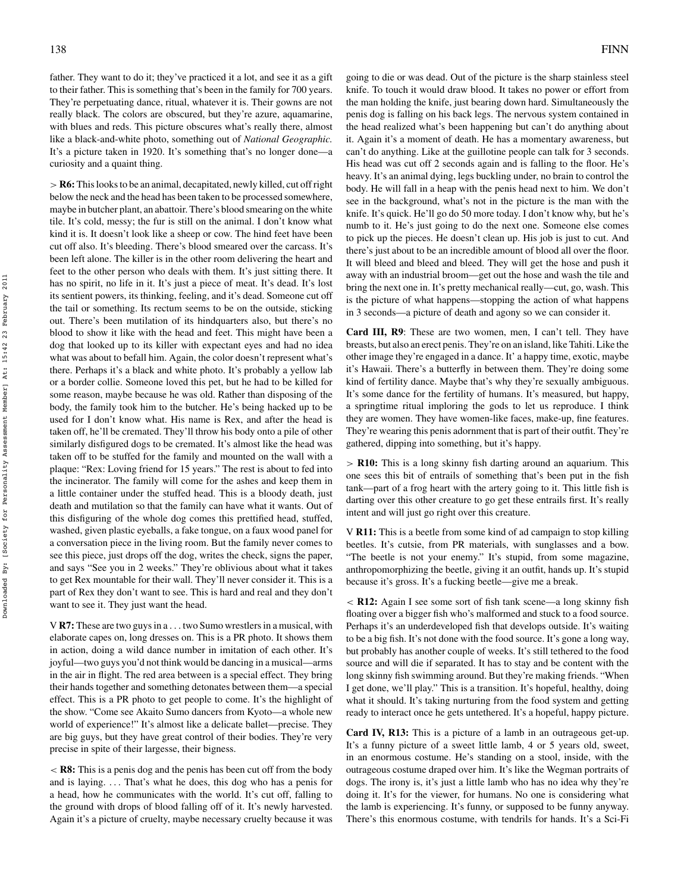father. They want to do it; they've practiced it a lot, and see it as a gift to their father. This is something that's been in the family for 700 years. They're perpetuating dance, ritual, whatever it is. Their gowns are not really black. The colors are obscured, but they're azure, aquamarine, with blues and reds. This picture obscures what's really there, almost like a black-and-white photo, something out of *National Geographic*. It's a picture taken in 1920. It's something that's no longer done—a curiosity and a quaint thing.

> **R6:** This looks to be an animal, decapitated, newly killed, cut off right below the neck and the head has been taken to be processed somewhere, maybe in butcher plant, an abattoir. There's blood smearing on the white tile. It's cold, messy; the fur is still on the animal. I don't know what kind it is. It doesn't look like a sheep or cow. The hind feet have been cut off also. It's bleeding. There's blood smeared over the carcass. It's been left alone. The killer is in the other room delivering the heart and feet to the other person who deals with them. It's just sitting there. It has no spirit, no life in it. It's just a piece of meat. It's dead. It's lost its sentient powers, its thinking, feeling, and it's dead. Someone cut off the tail or something. Its rectum seems to be on the outside, sticking out. There's been mutilation of its hindquarters also, but there's no blood to show it like with the head and feet. This might have been a dog that looked up to its killer with expectant eyes and had no idea what was about to befall him. Again, the color doesn't represent what's there. Perhaps it's a black and white photo. It's probably a yellow lab or a border collie. Someone loved this pet, but he had to be killed for some reason, maybe because he was old. Rather than disposing of the body, the family took him to the butcher. He's being hacked up to be used for I don't know what. His name is Rex, and after the head is taken off, he'll be cremated. They'll throw his body onto a pile of other similarly disfigured dogs to be cremated. It's almost like the head was taken off to be stuffed for the family and mounted on the wall with a plaque: "Rex: Loving friend for 15 years." The rest is about to fed into the incinerator. The family will come for the ashes and keep them in a little container under the stuffed head. This is a bloody death, just death and mutilation so that the family can have what it wants. Out of this disfiguring of the whole dog comes this prettified head, stuffed, washed, given plastic eyeballs, a fake tongue, on a faux wood panel for a conversation piece in the living room. But the family never comes to see this piece, just drops off the dog, writes the check, signs the paper, and says "See you in 2 weeks." They're oblivious about what it takes to get Rex mountable for their wall. They'll never consider it. This is a part of Rex they don't want to see. This is hard and real and they don't want to see it. They just want the head.

V **R7:** These are two guys in a . . . two Sumo wrestlers in a musical, with elaborate capes on, long dresses on. This is a PR photo. It shows them in action, doing a wild dance number in imitation of each other. It's joyful—two guys you'd not think would be dancing in a musical—arms in the air in flight. The red area between is a special effect. They bring their hands together and something detonates between them—a special effect. This is a PR photo to get people to come. It's the highlight of the show. "Come see Akaito Sumo dancers from Kyoto—a whole new world of experience!" It's almost like a delicate ballet—precise. They are big guys, but they have great control of their bodies. They're very precise in spite of their largesse, their bigness.

< **R8:** This is a penis dog and the penis has been cut off from the body and is laying. . . . That's what he does, this dog who has a penis for a head, how he communicates with the world. It's cut off, falling to the ground with drops of blood falling off of it. It's newly harvested. Again it's a picture of cruelty, maybe necessary cruelty because it was going to die or was dead. Out of the picture is the sharp stainless steel knife. To touch it would draw blood. It takes no power or effort from the man holding the knife, just bearing down hard. Simultaneously the penis dog is falling on his back legs. The nervous system contained in the head realized what's been happening but can't do anything about it. Again it's a moment of death. He has a momentary awareness, but can't do anything. Like at the guillotine people can talk for 3 seconds. His head was cut off 2 seconds again and is falling to the floor. He's heavy. It's an animal dying, legs buckling under, no brain to control the body. He will fall in a heap with the penis head next to him. We don't see in the background, what's not in the picture is the man with the knife. It's quick. He'll go do 50 more today. I don't know why, but he's numb to it. He's just going to do the next one. Someone else comes to pick up the pieces. He doesn't clean up. His job is just to cut. And there's just about to be an incredible amount of blood all over the floor. It will bleed and bleed and bleed. They will get the hose and push it away with an industrial broom—get out the hose and wash the tile and bring the next one in. It's pretty mechanical really—cut, go, wash. This is the picture of what happens—stopping the action of what happens in 3 seconds—a picture of death and agony so we can consider it.

**Card III, R9**: These are two women, men, I can't tell. They have breasts, but also an erect penis. They're on an island, like Tahiti. Like the other image they're engaged in a dance. It' a happy time, exotic, maybe it's Hawaii. There's a butterfly in between them. They're doing some kind of fertility dance. Maybe that's why they're sexually ambiguous. It's some dance for the fertility of humans. It's measured, but happy, a springtime ritual imploring the gods to let us reproduce. I think they are women. They have women-like faces, make-up, fine features. They're wearing this penis adornment that is part of their outfit. They're gathered, dipping into something, but it's happy.

> **R10:** This is a long skinny fish darting around an aquarium. This one sees this bit of entrails of something that's been put in the fish tank—part of a frog heart with the artery going to it. This little fish is darting over this other creature to go get these entrails first. It's really intent and will just go right over this creature.

V **R11:** This is a beetle from some kind of ad campaign to stop killing beetles. It's cutsie, from PR materials, with sunglasses and a bow. "The beetle is not your enemy." It's stupid, from some magazine, anthropomorphizing the beetle, giving it an outfit, hands up. It's stupid because it's gross. It's a fucking beetle—give me a break.

< **R12:** Again I see some sort of fish tank scene—a long skinny fish floating over a bigger fish who's malformed and stuck to a food source. Perhaps it's an underdeveloped fish that develops outside. It's waiting to be a big fish. It's not done with the food source. It's gone a long way, but probably has another couple of weeks. It's still tethered to the food source and will die if separated. It has to stay and be content with the long skinny fish swimming around. But they're making friends. "When I get done, we'll play." This is a transition. It's hopeful, healthy, doing what it should. It's taking nurturing from the food system and getting ready to interact once he gets untethered. It's a hopeful, happy picture.

**Card IV, R13:** This is a picture of a lamb in an outrageous get-up. It's a funny picture of a sweet little lamb, 4 or 5 years old, sweet, in an enormous costume. He's standing on a stool, inside, with the outrageous costume draped over him. It's like the Wegman portraits of dogs. The irony is, it's just a little lamb who has no idea why they're doing it. It's for the viewer, for humans. No one is considering what the lamb is experiencing. It's funny, or supposed to be funny anyway. There's this enormous costume, with tendrils for hands. It's a Sci-Fi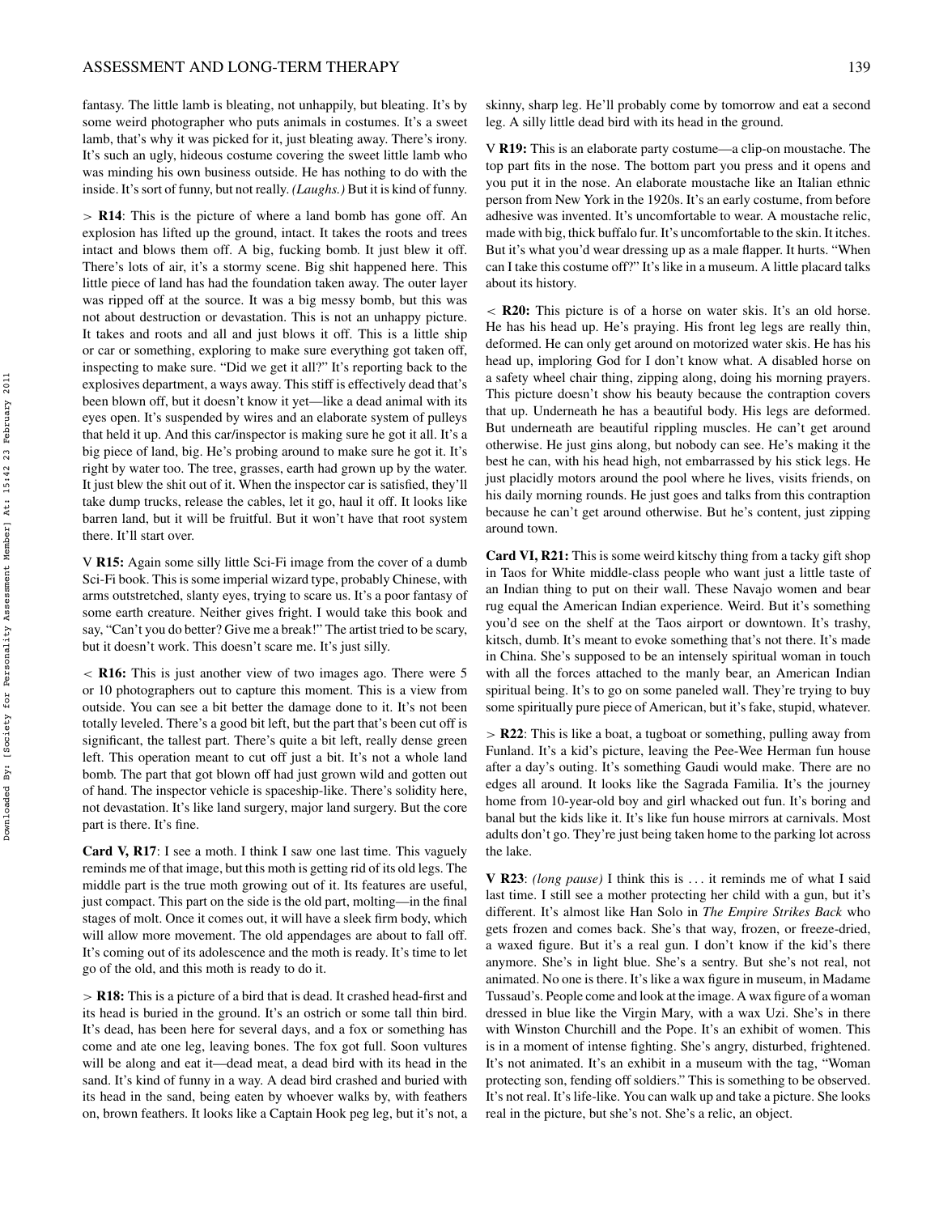fantasy. The little lamb is bleating, not unhappily, but bleating. It's by some weird photographer who puts animals in costumes. It's a sweet lamb, that's why it was picked for it, just bleating away. There's irony. It's such an ugly, hideous costume covering the sweet little lamb who was minding his own business outside. He has nothing to do with the inside. It's sort of funny, but not really. *(Laughs.)* But it is kind of funny.

> **R14**: This is the picture of where a land bomb has gone off. An explosion has lifted up the ground, intact. It takes the roots and trees intact and blows them off. A big, fucking bomb. It just blew it off. There's lots of air, it's a stormy scene. Big shit happened here. This little piece of land has had the foundation taken away. The outer layer was ripped off at the source. It was a big messy bomb, but this was not about destruction or devastation. This is not an unhappy picture. It takes and roots and all and just blows it off. This is a little ship or car or something, exploring to make sure everything got taken off, inspecting to make sure. "Did we get it all?" It's reporting back to the explosives department, a ways away. This stiff is effectively dead that's been blown off, but it doesn't know it yet—like a dead animal with its eyes open. It's suspended by wires and an elaborate system of pulleys that held it up. And this car/inspector is making sure he got it all. It's a big piece of land, big. He's probing around to make sure he got it. It's right by water too. The tree, grasses, earth had grown up by the water. It just blew the shit out of it. When the inspector car is satisfied, they'll take dump trucks, release the cables, let it go, haul it off. It looks like barren land, but it will be fruitful. But it won't have that root system there. It'll start over.

V **R15:** Again some silly little Sci-Fi image from the cover of a dumb Sci-Fi book. This is some imperial wizard type, probably Chinese, with arms outstretched, slanty eyes, trying to scare us. It's a poor fantasy of some earth creature. Neither gives fright. I would take this book and say, "Can't you do better? Give me a break!" The artist tried to be scary, but it doesn't work. This doesn't scare me. It's just silly.

< **R16:** This is just another view of two images ago. There were 5 or 10 photographers out to capture this moment. This is a view from outside. You can see a bit better the damage done to it. It's not been totally leveled. There's a good bit left, but the part that's been cut off is significant, the tallest part. There's quite a bit left, really dense green left. This operation meant to cut off just a bit. It's not a whole land bomb. The part that got blown off had just grown wild and gotten out of hand. The inspector vehicle is spaceship-like. There's solidity here, not devastation. It's like land surgery, major land surgery. But the core part is there. It's fine.

**Card V, R17**: I see a moth. I think I saw one last time. This vaguely reminds me of that image, but this moth is getting rid of its old legs. The middle part is the true moth growing out of it. Its features are useful, just compact. This part on the side is the old part, molting—in the final stages of molt. Once it comes out, it will have a sleek firm body, which will allow more movement. The old appendages are about to fall off. It's coming out of its adolescence and the moth is ready. It's time to let go of the old, and this moth is ready to do it.

> **R18:** This is a picture of a bird that is dead. It crashed head-first and its head is buried in the ground. It's an ostrich or some tall thin bird. It's dead, has been here for several days, and a fox or something has come and ate one leg, leaving bones. The fox got full. Soon vultures will be along and eat it—dead meat, a dead bird with its head in the sand. It's kind of funny in a way. A dead bird crashed and buried with its head in the sand, being eaten by whoever walks by, with feathers on, brown feathers. It looks like a Captain Hook peg leg, but it's not, a skinny, sharp leg. He'll probably come by tomorrow and eat a second leg. A silly little dead bird with its head in the ground.

V **R19:** This is an elaborate party costume—a clip-on moustache. The top part fits in the nose. The bottom part you press and it opens and you put it in the nose. An elaborate moustache like an Italian ethnic person from New York in the 1920s. It's an early costume, from before adhesive was invented. It's uncomfortable to wear. A moustache relic, made with big, thick buffalo fur. It's uncomfortable to the skin. It itches. But it's what you'd wear dressing up as a male flapper. It hurts. "When can I take this costume off?" It's like in a museum. A little placard talks about its history.

< **R20:** This picture is of a horse on water skis. It's an old horse. He has his head up. He's praying. His front leg legs are really thin, deformed. He can only get around on motorized water skis. He has his head up, imploring God for I don't know what. A disabled horse on a safety wheel chair thing, zipping along, doing his morning prayers. This picture doesn't show his beauty because the contraption covers that up. Underneath he has a beautiful body. His legs are deformed. But underneath are beautiful rippling muscles. He can't get around otherwise. He just gins along, but nobody can see. He's making it the best he can, with his head high, not embarrassed by his stick legs. He just placidly motors around the pool where he lives, visits friends, on his daily morning rounds. He just goes and talks from this contraption because he can't get around otherwise. But he's content, just zipping around town.

**Card VI, R21:** This is some weird kitschy thing from a tacky gift shop in Taos for White middle-class people who want just a little taste of an Indian thing to put on their wall. These Navajo women and bear rug equal the American Indian experience. Weird. But it's something you'd see on the shelf at the Taos airport or downtown. It's trashy, kitsch, dumb. It's meant to evoke something that's not there. It's made in China. She's supposed to be an intensely spiritual woman in touch with all the forces attached to the manly bear, an American Indian spiritual being. It's to go on some paneled wall. They're trying to buy some spiritually pure piece of American, but it's fake, stupid, whatever.

> **R22**: This is like a boat, a tugboat or something, pulling away from Funland. It's a kid's picture, leaving the Pee-Wee Herman fun house after a day's outing. It's something Gaudi would make. There are no edges all around. It looks like the Sagrada Familia. It's the journey home from 10-year-old boy and girl whacked out fun. It's boring and banal but the kids like it. It's like fun house mirrors at carnivals. Most adults don't go. They're just being taken home to the parking lot across the lake.

V **R23**: *(long pause)* I think this is ... it reminds me of what I said last time. I still see a mother protecting her child with a gun, but it's different. It's almost like Han Solo in *The Empire Strikes Back* who gets frozen and comes back. She's that way, frozen, or freeze-dried, a waxed figure. But it's a real gun. I don't know if the kid's there anymore. She's in light blue. She's a sentry. But she's not real, not animated. No one is there. It's like a wax figure in museum, in Madame Tussaud's. People come and look at the image. A wax figure of a woman dressed in blue like the Virgin Mary, with a wax Uzi. She's in there with Winston Churchill and the Pope. It's an exhibit of women. This is in a moment of intense fighting. She's angry, disturbed, frightened. It's not animated. It's an exhibit in a museum with the tag, "Woman protecting son, fending off soldiers." This is something to be observed. It's not real. It's life-like. You can walk up and take a picture. She looks real in the picture, but she's not. She's a relic, an object.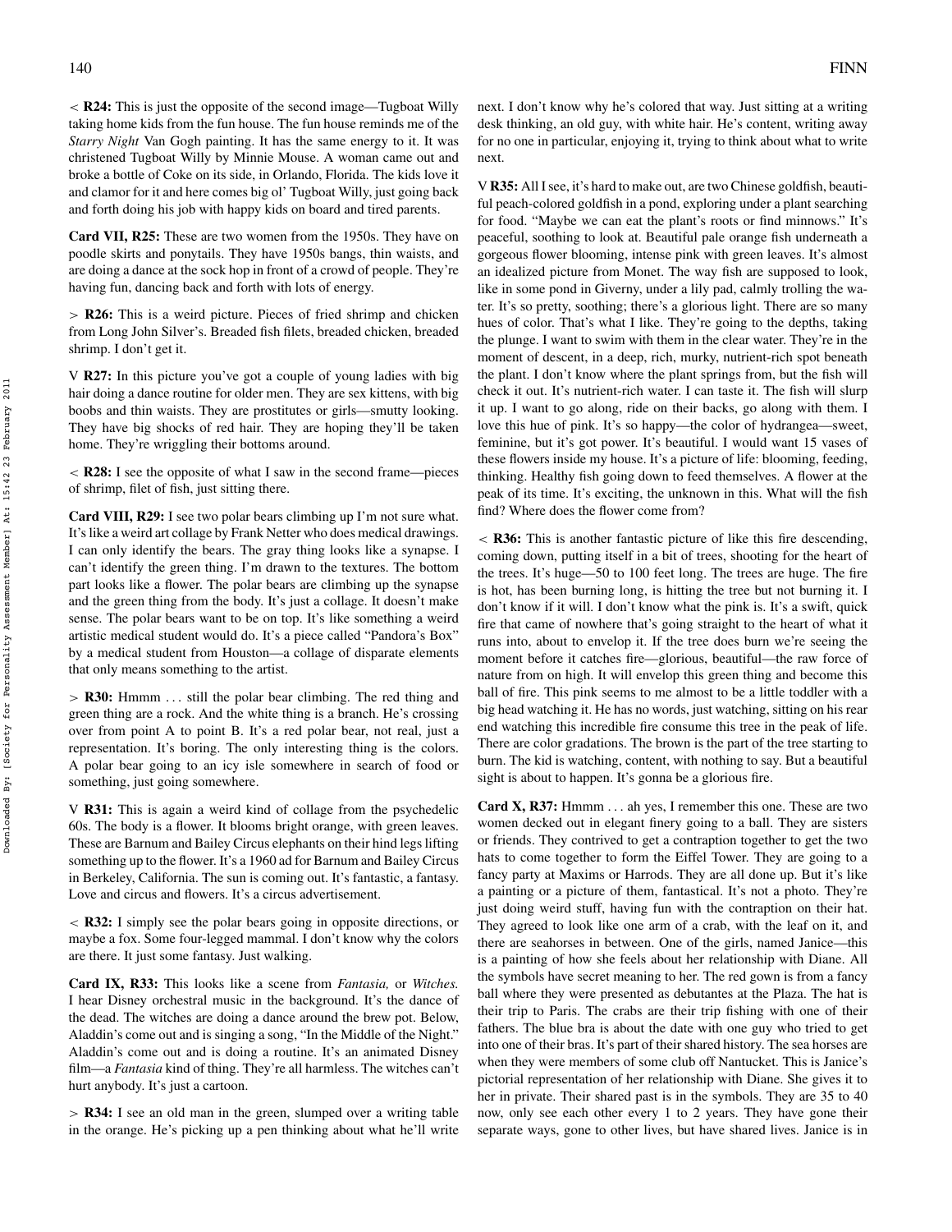< **R24:** This is just the opposite of the second image—Tugboat Willy taking home kids from the fun house. The fun house reminds me of the *Starry Night* Van Gogh painting. It has the same energy to it. It was christened Tugboat Willy by Minnie Mouse. A woman came out and broke a bottle of Coke on its side, in Orlando, Florida. The kids love it and clamor for it and here comes big ol' Tugboat Willy, just going back and forth doing his job with happy kids on board and tired parents.

**Card VII, R25:** These are two women from the 1950s. They have on poodle skirts and ponytails. They have 1950s bangs, thin waists, and are doing a dance at the sock hop in front of a crowd of people. They're having fun, dancing back and forth with lots of energy.

> **R26:** This is a weird picture. Pieces of fried shrimp and chicken from Long John Silver's. Breaded fish filets, breaded chicken, breaded shrimp. I don't get it.

V **R27:** In this picture you've got a couple of young ladies with big hair doing a dance routine for older men. They are sex kittens, with big boobs and thin waists. They are prostitutes or girls—smutty looking. They have big shocks of red hair. They are hoping they'll be taken home. They're wriggling their bottoms around.

< **R28:** I see the opposite of what I saw in the second frame—pieces of shrimp, filet of fish, just sitting there.

**Card VIII, R29:** I see two polar bears climbing up I'm not sure what. It's like a weird art collage by Frank Netter who does medical drawings. I can only identify the bears. The gray thing looks like a synapse. I can't identify the green thing. I'm drawn to the textures. The bottom part looks like a flower. The polar bears are climbing up the synapse and the green thing from the body. It's just a collage. It doesn't make sense. The polar bears want to be on top. It's like something a weird artistic medical student would do. It's a piece called "Pandora's Box" by a medical student from Houston—a collage of disparate elements that only means something to the artist.

> **R30:** Hmmm ... still the polar bear climbing. The red thing and green thing are a rock. And the white thing is a branch. He's crossing over from point A to point B. It's a red polar bear, not real, just a representation. It's boring. The only interesting thing is the colors. A polar bear going to an icy isle somewhere in search of food or something, just going somewhere.

V **R31:** This is again a weird kind of collage from the psychedelic 60s. The body is a flower. It blooms bright orange, with green leaves. These are Barnum and Bailey Circus elephants on their hind legs lifting something up to the flower. It's a 1960 ad for Barnum and Bailey Circus in Berkeley, California. The sun is coming out. It's fantastic, a fantasy. Love and circus and flowers. It's a circus advertisement.

< **R32:** I simply see the polar bears going in opposite directions, or maybe a fox. Some four-legged mammal. I don't know why the colors are there. It just some fantasy. Just walking.

**Card IX, R33:** This looks like a scene from *Fantasia,* or *Witches.* I hear Disney orchestral music in the background. It's the dance of the dead. The witches are doing a dance around the brew pot. Below, Aladdin's come out and is singing a song, "In the Middle of the Night." Aladdin's come out and is doing a routine. It's an animated Disney film—a *Fantasia* kind of thing. They're all harmless. The witches can't hurt anybody. It's just a cartoon.

> **R34:** I see an old man in the green, slumped over a writing table in the orange. He's picking up a pen thinking about what he'll write next. I don't know why he's colored that way. Just sitting at a writing desk thinking, an old guy, with white hair. He's content, writing away for no one in particular, enjoying it, trying to think about what to write next.

V **R35:** All I see, it's hard to make out, are two Chinese goldfish, beautiful peach-colored goldfish in a pond, exploring under a plant searching for food. "Maybe we can eat the plant's roots or find minnows." It's peaceful, soothing to look at. Beautiful pale orange fish underneath a gorgeous flower blooming, intense pink with green leaves. It's almost an idealized picture from Monet. The way fish are supposed to look, like in some pond in Giverny, under a lily pad, calmly trolling the water. It's so pretty, soothing; there's a glorious light. There are so many hues of color. That's what I like. They're going to the depths, taking the plunge. I want to swim with them in the clear water. They're in the moment of descent, in a deep, rich, murky, nutrient-rich spot beneath the plant. I don't know where the plant springs from, but the fish will check it out. It's nutrient-rich water. I can taste it. The fish will slurp it up. I want to go along, ride on their backs, go along with them. I love this hue of pink. It's so happy—the color of hydrangea—sweet, feminine, but it's got power. It's beautiful. I would want 15 vases of these flowers inside my house. It's a picture of life: blooming, feeding, thinking. Healthy fish going down to feed themselves. A flower at the peak of its time. It's exciting, the unknown in this. What will the fish find? Where does the flower come from?

< **R36:** This is another fantastic picture of like this fire descending, coming down, putting itself in a bit of trees, shooting for the heart of the trees. It's huge—50 to 100 feet long. The trees are huge. The fire is hot, has been burning long, is hitting the tree but not burning it. I don't know if it will. I don't know what the pink is. It's a swift, quick fire that came of nowhere that's going straight to the heart of what it runs into, about to envelop it. If the tree does burn we're seeing the moment before it catches fire—glorious, beautiful—the raw force of nature from on high. It will envelop this green thing and become this ball of fire. This pink seems to me almost to be a little toddler with a big head watching it. He has no words, just watching, sitting on his rear end watching this incredible fire consume this tree in the peak of life. There are color gradations. The brown is the part of the tree starting to burn. The kid is watching, content, with nothing to say. But a beautiful sight is about to happen. It's gonna be a glorious fire.

**Card X, R37:** Hmmm ... ah yes, I remember this one. These are two women decked out in elegant finery going to a ball. They are sisters or friends. They contrived to get a contraption together to get the two hats to come together to form the Eiffel Tower. They are going to a fancy party at Maxims or Harrods. They are all done up. But it's like a painting or a picture of them, fantastical. It's not a photo. They're just doing weird stuff, having fun with the contraption on their hat. They agreed to look like one arm of a crab, with the leaf on it, and there are seahorses in between. One of the girls, named Janice—this is a painting of how she feels about her relationship with Diane. All the symbols have secret meaning to her. The red gown is from a fancy ball where they were presented as debutantes at the Plaza. The hat is their trip to Paris. The crabs are their trip fishing with one of their fathers. The blue bra is about the date with one guy who tried to get into one of their bras. It's part of their shared history. The sea horses are when they were members of some club off Nantucket. This is Janice's pictorial representation of her relationship with Diane. She gives it to her in private. Their shared past is in the symbols. They are 35 to 40 now, only see each other every 1 to 2 years. They have gone their separate ways, gone to other lives, but have shared lives. Janice is in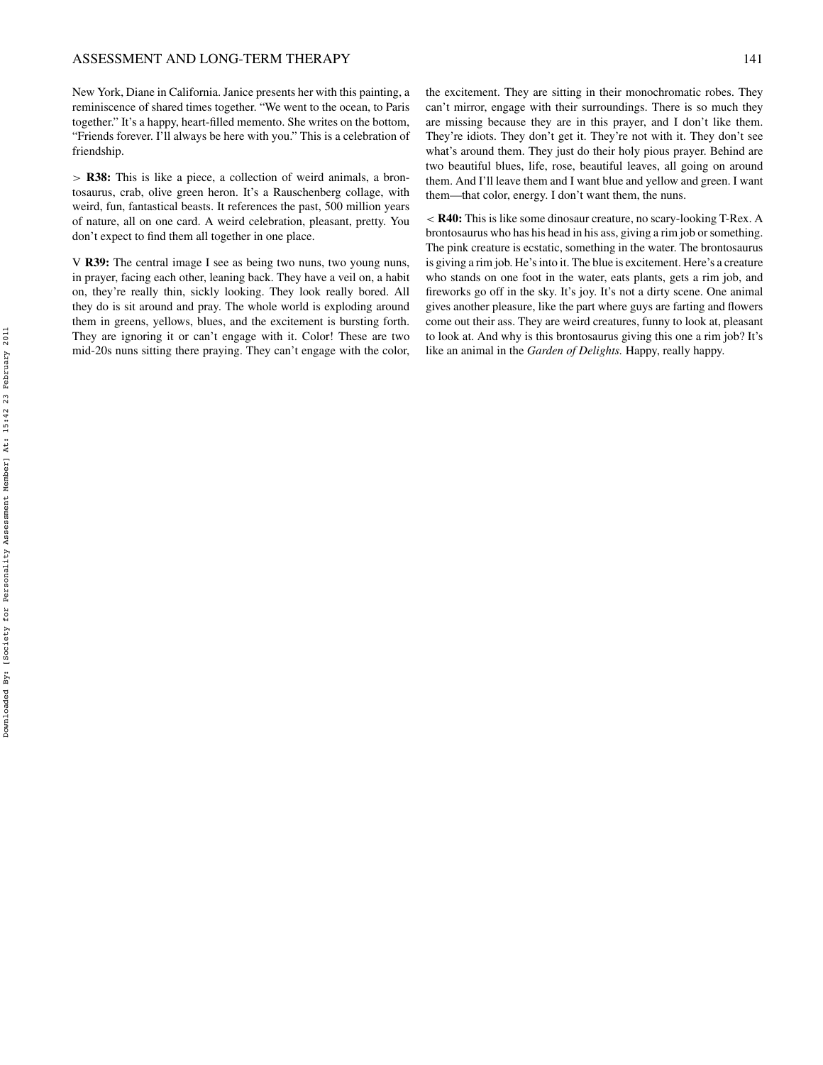New York, Diane in California. Janice presents her with this painting, a reminiscence of shared times together. "We went to the ocean, to Paris together." It's a happy, heart-filled memento. She writes on the bottom, "Friends forever. I'll always be here with you." This is a celebration of friendship.

> **R38:** This is like a piece, a collection of weird animals, a brontosaurus, crab, olive green heron. It's a Rauschenberg collage, with weird, fun, fantastical beasts. It references the past, 500 million years of nature, all on one card. A weird celebration, pleasant, pretty. You don't expect to find them all together in one place.

V **R39:** The central image I see as being two nuns, two young nuns, in prayer, facing each other, leaning back. They have a veil on, a habit on, they're really thin, sickly looking. They look really bored. All they do is sit around and pray. The whole world is exploding around them in greens, yellows, blues, and the excitement is bursting forth. They are ignoring it or can't engage with it. Color! These are two mid-20s nuns sitting there praying. They can't engage with the color, the excitement. They are sitting in their monochromatic robes. They can't mirror, engage with their surroundings. There is so much they are missing because they are in this prayer, and I don't like them. They're idiots. They don't get it. They're not with it. They don't see what's around them. They just do their holy pious prayer. Behind are two beautiful blues, life, rose, beautiful leaves, all going on around them. And I'll leave them and I want blue and yellow and green. I want them—that color, energy. I don't want them, the nuns.

< **R40:** This is like some dinosaur creature, no scary-looking T-Rex. A brontosaurus who has his head in his ass, giving a rim job or something. The pink creature is ecstatic, something in the water. The brontosaurus is giving a rim job. He's into it. The blue is excitement. Here's a creature who stands on one foot in the water, eats plants, gets a rim job, and fireworks go off in the sky. It's joy. It's not a dirty scene. One animal gives another pleasure, like the part where guys are farting and flowers come out their ass. They are weird creatures, funny to look at, pleasant to look at. And why is this brontosaurus giving this one a rim job? It's like an animal in the *Garden of Delights.* Happy, really happy.